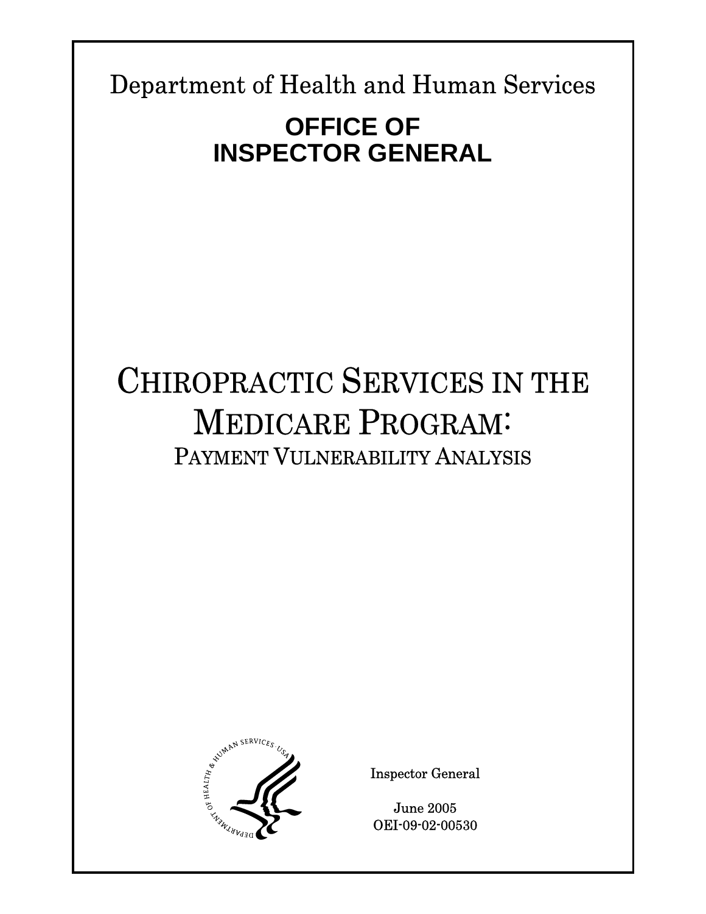Department of Health and Human Services

**OFFICE OF INSPECTOR GENERAL**

# CHIROPRACTIC SERVICES IN THE MEDICARE PROGRAM:

## PAYMENT VULNERABILITY ANALYSIS

Inspector General

June 2005
OEI-09-02-00530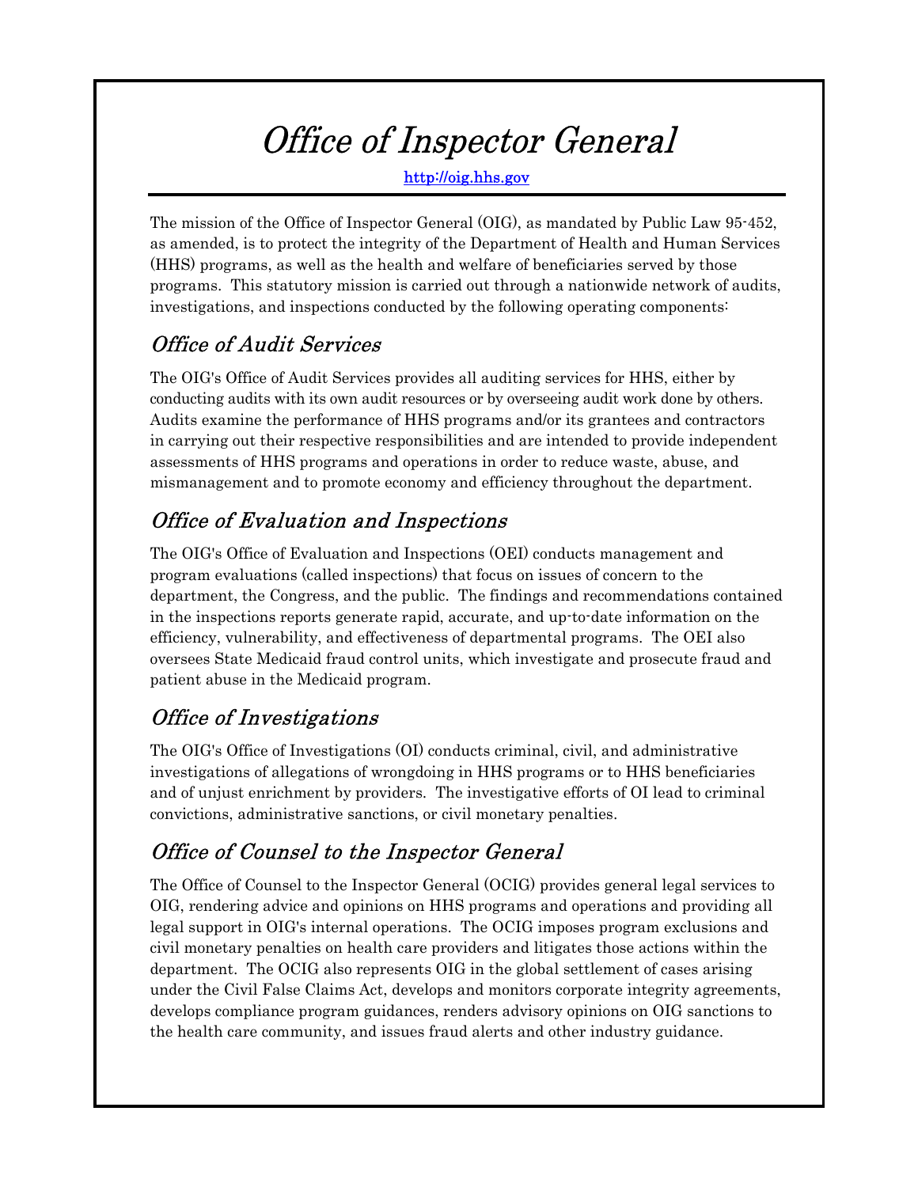# *Office of Inspector General*

http://oig.hhs.gov

The mission of the Office of Inspector General (OIG), as mandated by Public Law 95-452, as amended, is to protect the integrity of the Department of Health and Human Services (HHS) programs, as well as the health and welfare of beneficiaries served by those programs. This statutory mission is carried out through a nationwide network of audits, investigations, and inspections conducted by the following operating components:

## *Office of Audit Services*

The OIG's Office of Audit Services provides all auditing services for HHS, either by conducting audits with its own audit resources or by overseeing audit work done by others. Audits examine the performance of HHS programs and/or its grantees and contractors in carrying out their respective responsibilities and are intended to provide independent assessments of HHS programs and operations in order to reduce waste, abuse, and mismanagement and to promote economy and efficiency throughout the department.

## *Office of Evaluation and Inspections*

The OIG's Office of Evaluation and Inspections (OEI) conducts management and program evaluations (called inspections) that focus on issues of concern to the department, the Congress, and the public. The findings and recommendations contained in the inspections reports generate rapid, accurate, and up-to-date information on the efficiency, vulnerability, and effectiveness of departmental programs. The OEI also oversees State Medicaid fraud control units, which investigate and prosecute fraud and patient abuse in the Medicaid program.

## *Office of Investigations*

The OIG's Office of Investigations (OI) conducts criminal, civil, and administrative investigations of allegations of wrongdoing in HHS programs or to HHS beneficiaries and of unjust enrichment by providers. The investigative efforts of OI lead to criminal convictions, administrative sanctions, or civil monetary penalties.

## *Office of Counsel to the Inspector General*

The Office of Counsel to the Inspector General (OCIG) provides general legal services to OIG, rendering advice and opinions on HHS programs and operations and providing all legal support in OIG's internal operations. The OCIG imposes program exclusions and civil monetary penalties on health care providers and litigates those actions within the department. The OCIG also represents OIG in the global settlement of cases arising under the Civil False Claims Act, develops and monitors corporate integrity agreements, develops compliance program guidances, renders advisory opinions on OIG sanctions to the health care community, and issues fraud alerts and other industry guidance.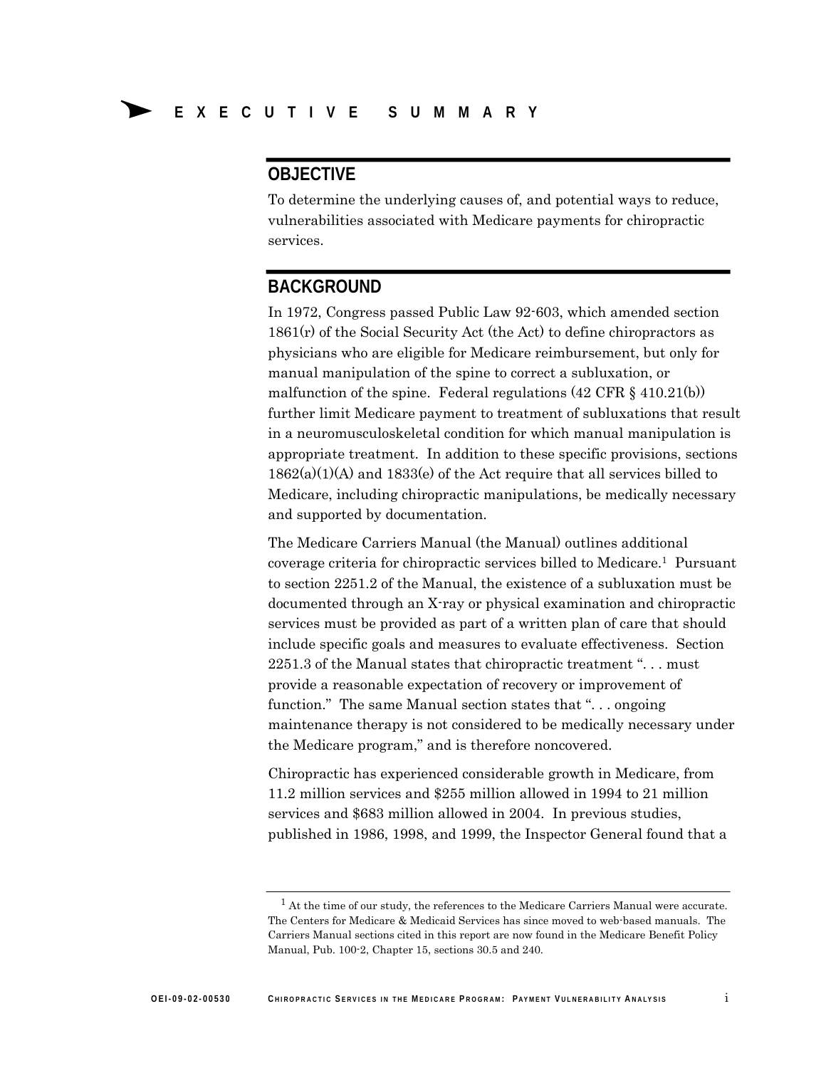# EXECUTIVE SUMMARY

## OBJECTIVE

To determine the underlying causes of, and potential ways to reduce, vulnerabilities associated with Medicare payments for chiropractic services.

## BACKGROUND

In 1972, Congress passed Public Law 92-603, which amended section 1861(r) of the Social Security Act (the Act) to define chiropractors as physicians who are eligible for Medicare reimbursement, but only for manual manipulation of the spine to correct a subluxation, or malfunction of the spine. Federal regulations (42 CFR § 410.21(b)) further limit Medicare payment to treatment of subluxations that result in a neuromusculoskeletal condition for which manual manipulation is appropriate treatment. In addition to these specific provisions, sections 1862(a)(1)(A) and 1833(e) of the Act require that all services billed to Medicare, including chiropractic manipulations, be medically necessary and supported by documentation.

The Medicare Carriers Manual (the Manual) outlines additional coverage criteria for chiropractic services billed to Medicare.[1] Pursuant to section 2251.2 of the Manual, the existence of a subluxation must be documented through an X-ray or physical examination and chiropractic services must be provided as part of a written plan of care that should include specific goals and measures to evaluate effectiveness. Section 2251.3 of the Manual states that chiropractic treatment ". . . must provide a reasonable expectation of recovery or improvement of function." The same Manual section states that ". . . ongoing maintenance therapy is not considered to be medically necessary under the Medicare program," and is therefore noncovered.

Chiropractic has experienced considerable growth in Medicare, from 11.2 million services and $255 million allowed in 1994 to 21 million services and $683 million allowed in 2004. In previous studies, published in 1986, 1998, and 1999, the Inspector General found that a

[1] At the time of our study, the references to the Medicare Carriers Manual were accurate. The Centers for Medicare & Medicaid Services has since moved to web-based manuals. The Carriers Manual sections cited in this report are now found in the Medicare Benefit Policy Manual, Pub. 100-2, Chapter 15, sections 30.5 and 240.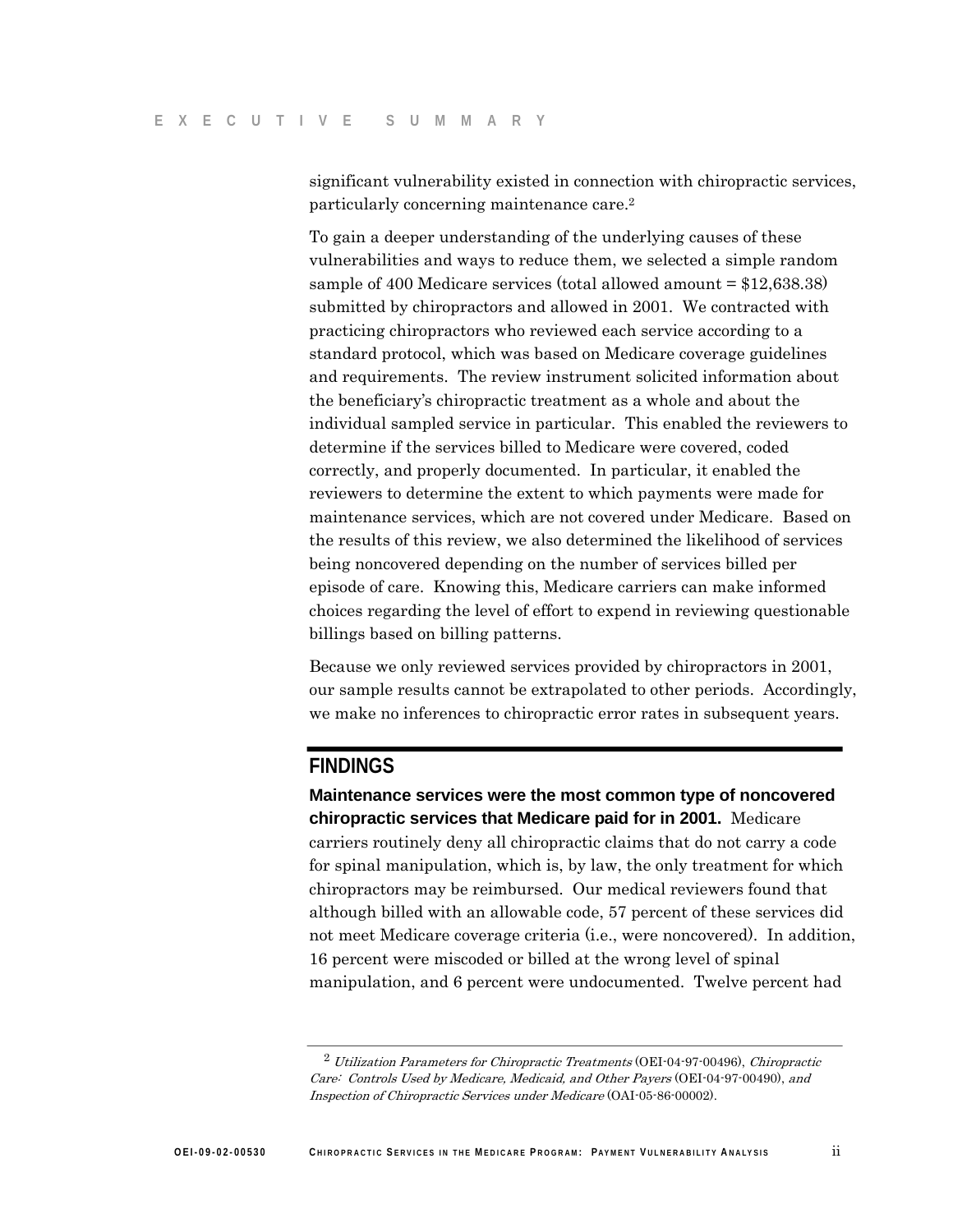significant vulnerability existed in connection with chiropractic services, particularly concerning maintenance care.[2]

To gain a deeper understanding of the underlying causes of these vulnerabilities and ways to reduce them, we selected a simple random sample of 400 Medicare services (total allowed amount = $12,638.38) submitted by chiropractors and allowed in 2001. We contracted with practicing chiropractors who reviewed each service according to a standard protocol, which was based on Medicare coverage guidelines and requirements. The review instrument solicited information about the beneficiary's chiropractic treatment as a whole and about the individual sampled service in particular. This enabled the reviewers to determine if the services billed to Medicare were covered, coded correctly, and properly documented. In particular, it enabled the reviewers to determine the extent to which payments were made for maintenance services, which are not covered under Medicare. Based on the results of this review, we also determined the likelihood of services being noncovered depending on the number of services billed per episode of care. Knowing this, Medicare carriers can make informed choices regarding the level of effort to expend in reviewing questionable billings based on billing patterns.

Because we only reviewed services provided by chiropractors in 2001, our sample results cannot be extrapolated to other periods. Accordingly, we make no inferences to chiropractic error rates in subsequent years.

## FINDINGS

**Maintenance services were the most common type of noncovered chiropractic services that Medicare paid for in 2001.** Medicare carriers routinely deny all chiropractic claims that do not carry a code for spinal manipulation, which is, by law, the only treatment for which chiropractors may be reimbursed. Our medical reviewers found that although billed with an allowable code, 57 percent of these services did not meet Medicare coverage criteria (i.e., were noncovered). In addition, 16 percent were miscoded or billed at the wrong level of spinal manipulation, and 6 percent were undocumented. Twelve percent had

---

[2] *Utilization Parameters for Chiropractic Treatments* (OEI-04-97-00496), *Chiropractic Care: Controls Used by Medicare, Medicaid, and Other Payers* (OEI-04-97-00490), *and Inspection of Chiropractic Services under Medicare* (OAI-05-86-00002).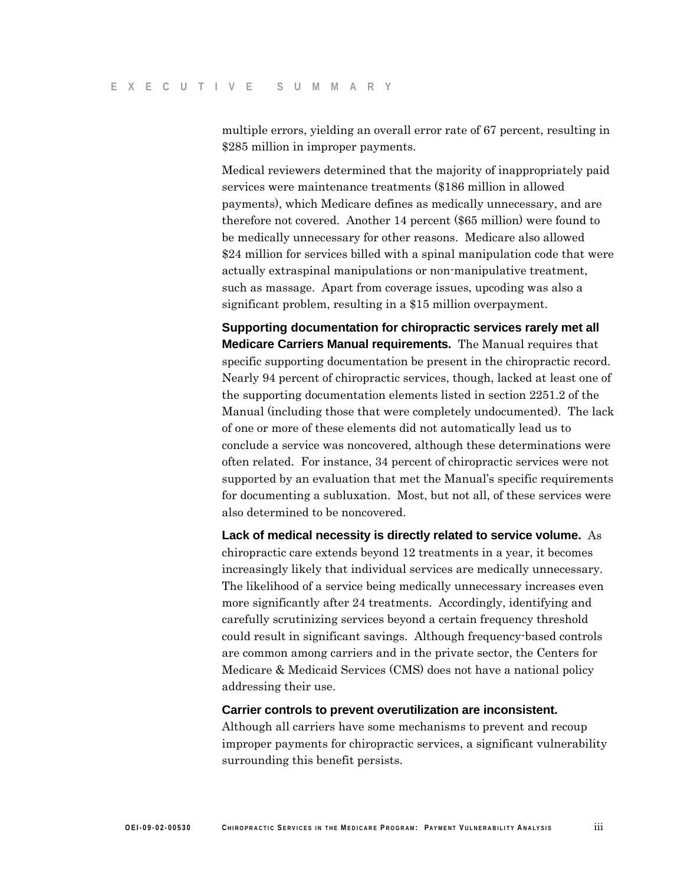multiple errors, yielding an overall error rate of 67 percent, resulting in $285 million in improper payments.

Medical reviewers determined that the majority of inappropriately paid services were maintenance treatments ($186 million in allowed payments), which Medicare defines as medically unnecessary, and are therefore not covered. Another 14 percent ($65 million) were found to be medically unnecessary for other reasons. Medicare also allowed $24 million for services billed with a spinal manipulation code that were actually extraspinal manipulations or non-manipulative treatment, such as massage. Apart from coverage issues, upcoding was also a significant problem, resulting in a $15 million overpayment.

**Supporting documentation for chiropractic services rarely met all Medicare Carriers Manual requirements.** The Manual requires that specific supporting documentation be present in the chiropractic record. Nearly 94 percent of chiropractic services, though, lacked at least one of the supporting documentation elements listed in section 2251.2 of the Manual (including those that were completely undocumented). The lack of one or more of these elements did not automatically lead us to conclude a service was noncovered, although these determinations were often related. For instance, 34 percent of chiropractic services were not supported by an evaluation that met the Manual's specific requirements for documenting a subluxation. Most, but not all, of these services were also determined to be noncovered.

**Lack of medical necessity is directly related to service volume.** As chiropractic care extends beyond 12 treatments in a year, it becomes increasingly likely that individual services are medically unnecessary. The likelihood of a service being medically unnecessary increases even more significantly after 24 treatments. Accordingly, identifying and carefully scrutinizing services beyond a certain frequency threshold could result in significant savings. Although frequency-based controls are common among carriers and in the private sector, the Centers for Medicare & Medicaid Services (CMS) does not have a national policy addressing their use.

**Carrier controls to prevent overutilization are inconsistent.** Although all carriers have some mechanisms to prevent and recoup improper payments for chiropractic services, a significant vulnerability surrounding this benefit persists.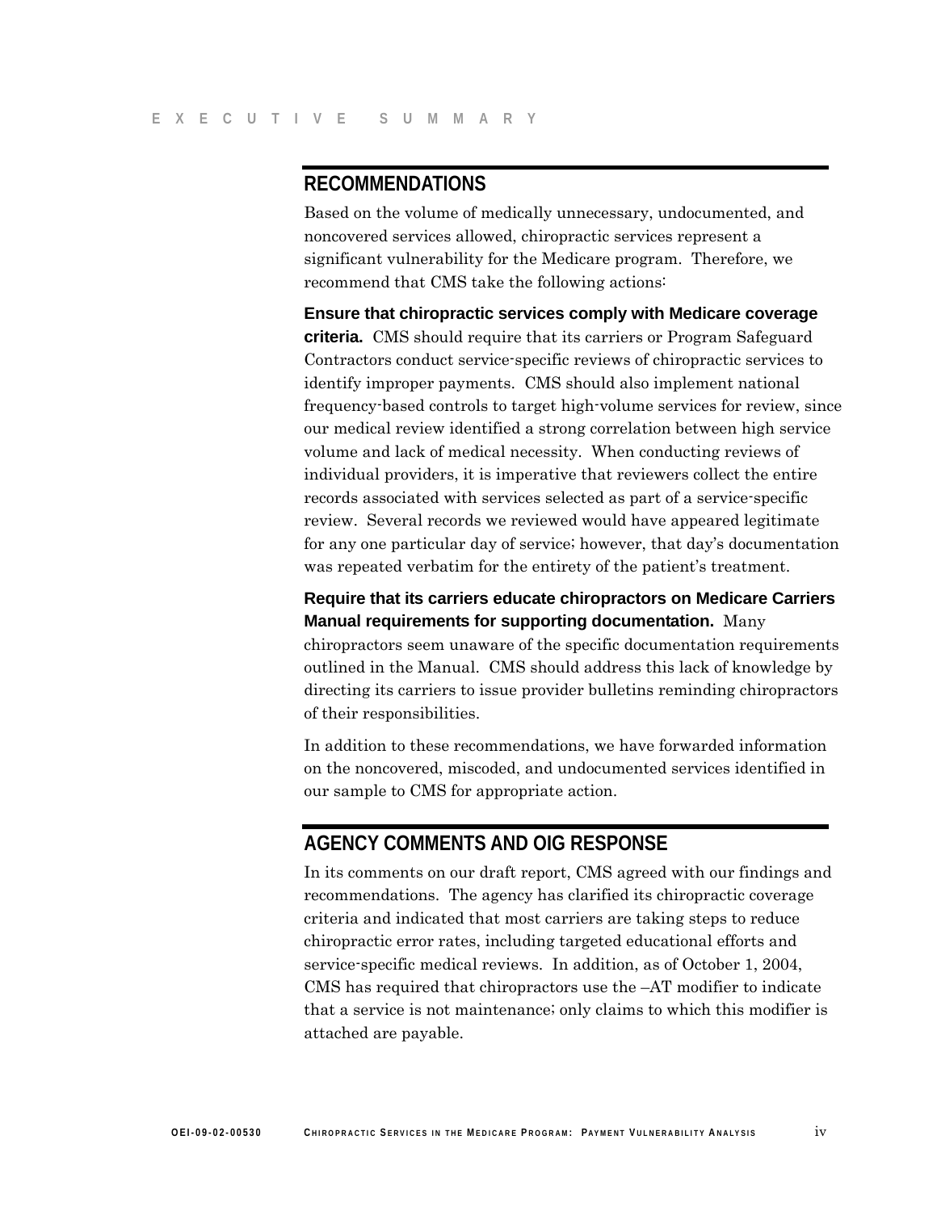## RECOMMENDATIONS

Based on the volume of medically unnecessary, undocumented, and noncovered services allowed, chiropractic services represent a significant vulnerability for the Medicare program. Therefore, we recommend that CMS take the following actions:

**Ensure that chiropractic services comply with Medicare coverage criteria.** CMS should require that its carriers or Program Safeguard Contractors conduct service-specific reviews of chiropractic services to identify improper payments. CMS should also implement national frequency-based controls to target high-volume services for review, since our medical review identified a strong correlation between high service volume and lack of medical necessity. When conducting reviews of individual providers, it is imperative that reviewers collect the entire records associated with services selected as part of a service-specific review. Several records we reviewed would have appeared legitimate for any one particular day of service; however, that day's documentation was repeated verbatim for the entirety of the patient's treatment.

**Require that its carriers educate chiropractors on Medicare Carriers Manual requirements for supporting documentation.** Many chiropractors seem unaware of the specific documentation requirements outlined in the Manual. CMS should address this lack of knowledge by directing its carriers to issue provider bulletins reminding chiropractors of their responsibilities.

In addition to these recommendations, we have forwarded information on the noncovered, miscoded, and undocumented services identified in our sample to CMS for appropriate action.

## AGENCY COMMENTS AND OIG RESPONSE

In its comments on our draft report, CMS agreed with our findings and recommendations. The agency has clarified its chiropractic coverage criteria and indicated that most carriers are taking steps to reduce chiropractic error rates, including targeted educational efforts and service-specific medical reviews. In addition, as of October 1, 2004, CMS has required that chiropractors use the –AT modifier to indicate that a service is not maintenance; only claims to which this modifier is attached are payable.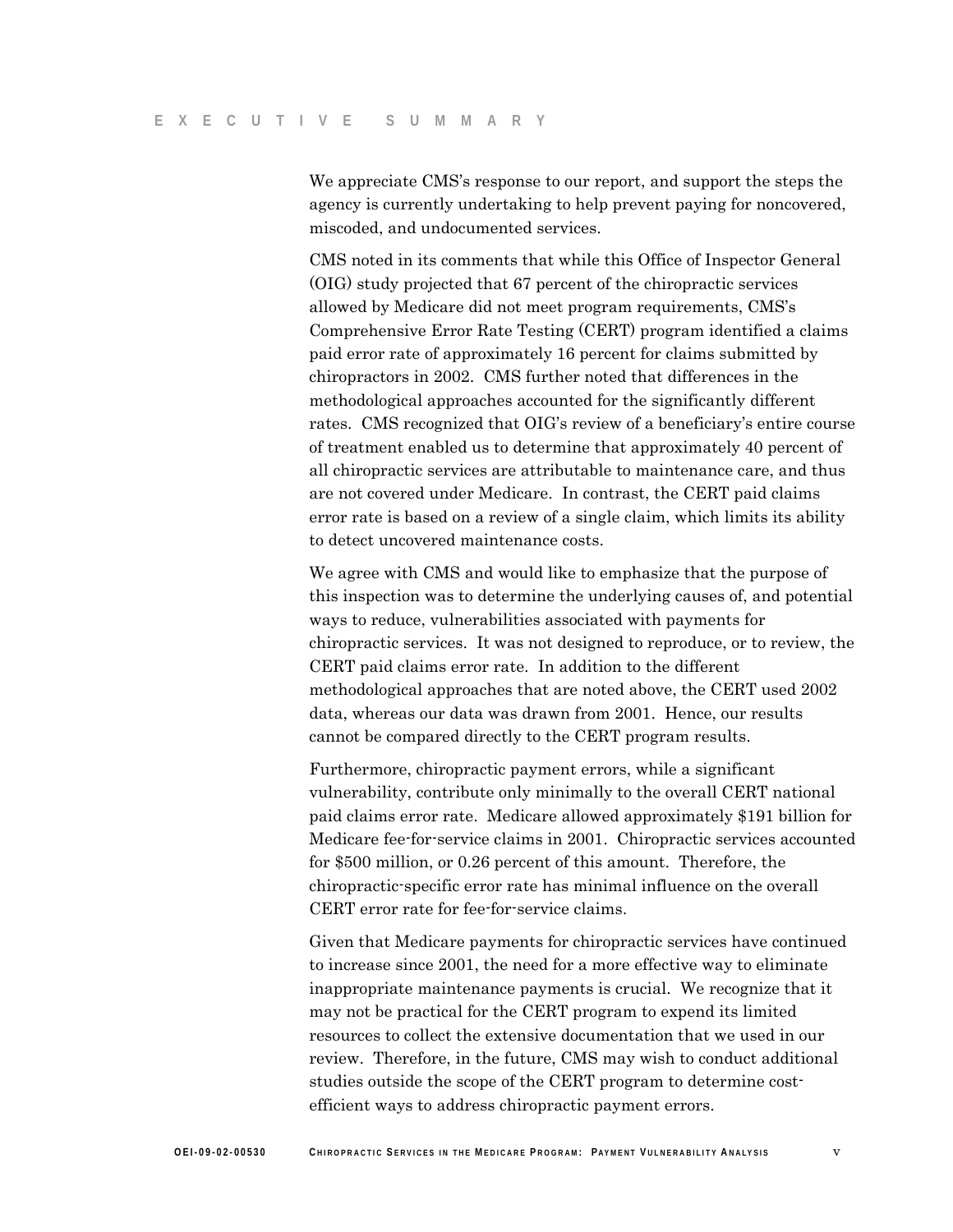We appreciate CMS's response to our report, and support the steps the agency is currently undertaking to help prevent paying for noncovered, miscoded, and undocumented services.

CMS noted in its comments that while this Office of Inspector General (OIG) study projected that 67 percent of the chiropractic services allowed by Medicare did not meet program requirements, CMS's Comprehensive Error Rate Testing (CERT) program identified a claims paid error rate of approximately 16 percent for claims submitted by chiropractors in 2002. CMS further noted that differences in the methodological approaches accounted for the significantly different rates. CMS recognized that OIG's review of a beneficiary's entire course of treatment enabled us to determine that approximately 40 percent of all chiropractic services are attributable to maintenance care, and thus are not covered under Medicare. In contrast, the CERT paid claims error rate is based on a review of a single claim, which limits its ability to detect uncovered maintenance costs.

We agree with CMS and would like to emphasize that the purpose of this inspection was to determine the underlying causes of, and potential ways to reduce, vulnerabilities associated with payments for chiropractic services. It was not designed to reproduce, or to review, the CERT paid claims error rate. In addition to the different methodological approaches that are noted above, the CERT used 2002 data, whereas our data was drawn from 2001. Hence, our results cannot be compared directly to the CERT program results.

Furthermore, chiropractic payment errors, while a significant vulnerability, contribute only minimally to the overall CERT national paid claims error rate. Medicare allowed approximately $191 billion for Medicare fee-for-service claims in 2001. Chiropractic services accounted for $500 million, or 0.26 percent of this amount. Therefore, the chiropractic-specific error rate has minimal influence on the overall CERT error rate for fee-for-service claims.

Given that Medicare payments for chiropractic services have continued to increase since 2001, the need for a more effective way to eliminate inappropriate maintenance payments is crucial. We recognize that it may not be practical for the CERT program to expend its limited resources to collect the extensive documentation that we used in our review. Therefore, in the future, CMS may wish to conduct additional studies outside the scope of the CERT program to determine cost-efficient ways to address chiropractic payment errors.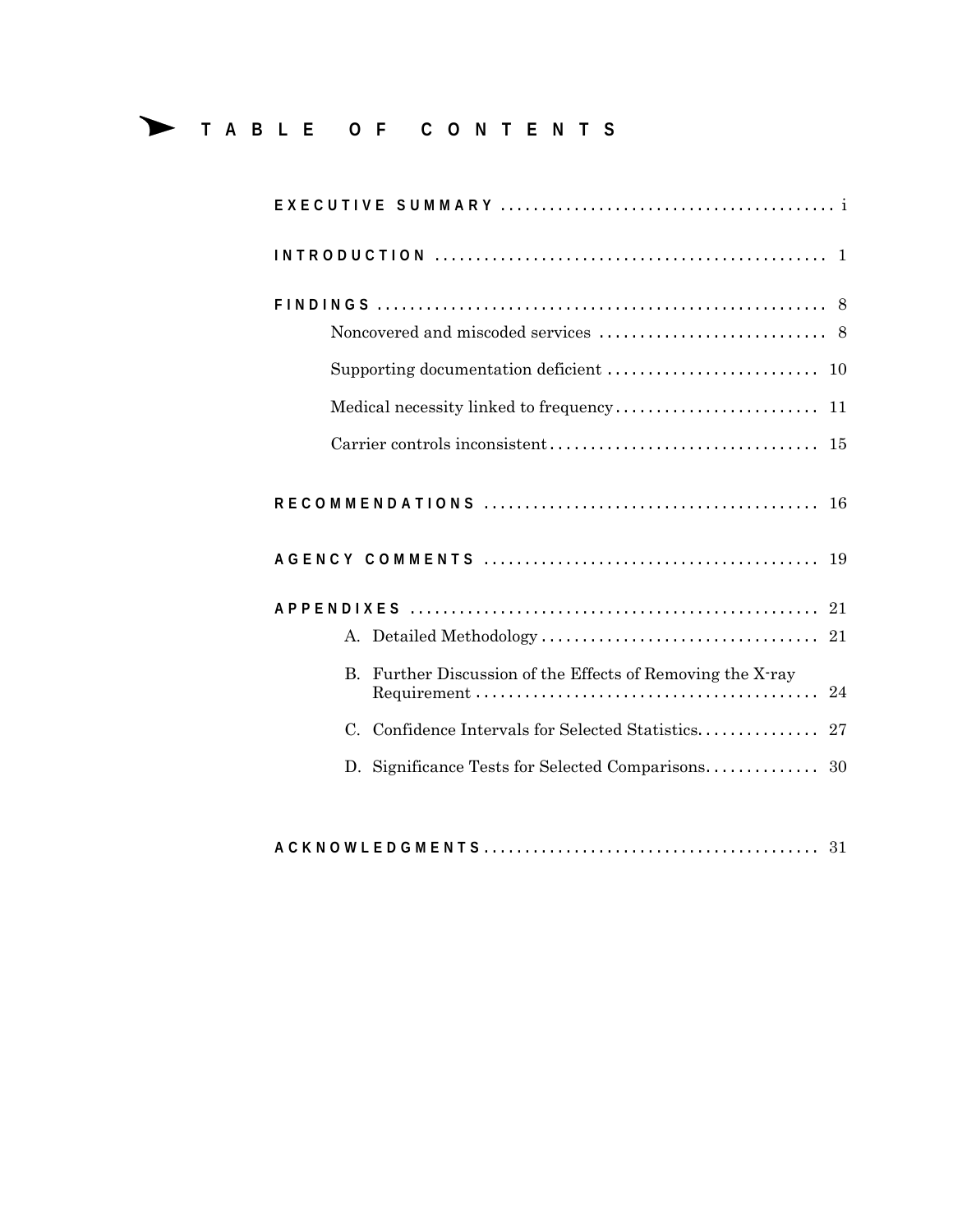# TABLE OF CONTENTS

**EXECUTIVE SUMMARY** ........................................ i

**INTRODUCTION** ........................................ 1

**FINDINGS** ........................................ 8

- Noncovered and miscoded services ........................................ 8
- Supporting documentation deficient ........................................ 10
- Medical necessity linked to frequency ........................................ 11
- Carrier controls inconsistent ........................................ 15

**RECOMMENDATIONS** ........................................ 16

**AGENCY COMMENTS** ........................................ 19

**APPENDIXES** ........................................ 21

- A. Detailed Methodology ........................................ 21
- B. Further Discussion of the Effects of Removing the X-ray Requirement ........................................ 24
- C. Confidence Intervals for Selected Statistics ........................................ 27
- D. Significance Tests for Selected Comparisons ........................................ 30

**ACKNOWLEDGMENTS** ........................................ 31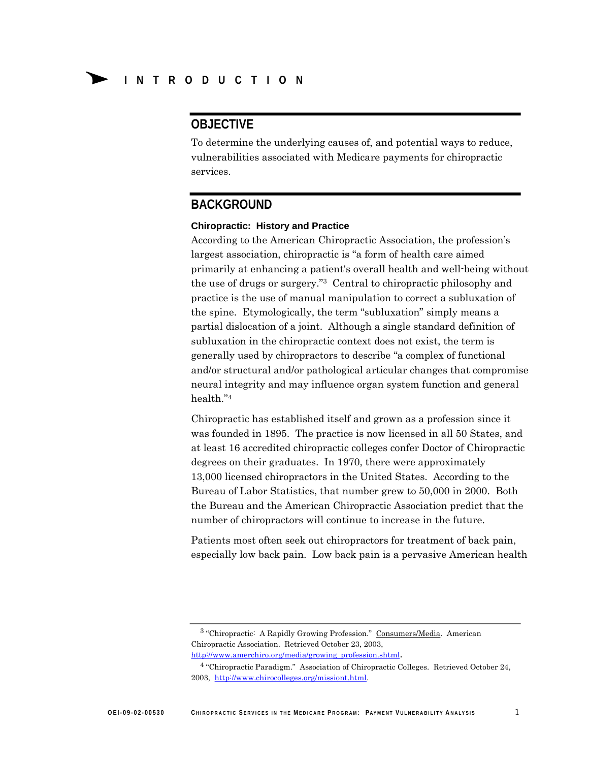# INTRODUCTION

## OBJECTIVE

To determine the underlying causes of, and potential ways to reduce, vulnerabilities associated with Medicare payments for chiropractic services.

## BACKGROUND

### Chiropractic: History and Practice

According to the American Chiropractic Association, the profession's largest association, chiropractic is "a form of health care aimed primarily at enhancing a patient's overall health and well-being without the use of drugs or surgery."[3] Central to chiropractic philosophy and practice is the use of manual manipulation to correct a subluxation of the spine. Etymologically, the term "subluxation" simply means a partial dislocation of a joint. Although a single standard definition of subluxation in the chiropractic context does not exist, the term is generally used by chiropractors to describe "a complex of functional and/or structural and/or pathological articular changes that compromise neural integrity and may influence organ system function and general health."[4]

Chiropractic has established itself and grown as a profession since it was founded in 1895. The practice is now licensed in all 50 States, and at least 16 accredited chiropractic colleges confer Doctor of Chiropractic degrees on their graduates. In 1970, there were approximately 13,000 licensed chiropractors in the United States. According to the Bureau of Labor Statistics, that number grew to 50,000 in 2000. Both the Bureau and the American Chiropractic Association predict that the number of chiropractors will continue to increase in the future.

Patients most often seek out chiropractors for treatment of back pain, especially low back pain. Low back pain is a pervasive American health

---

[3] "Chiropractic: A Rapidly Growing Profession." Consumers/Media. American Chiropractic Association. Retrieved October 23, 2003, http://www.amerchiro.org/media/growing_profession.shtml.

[4] "Chiropractic Paradigm." Association of Chiropractic Colleges. Retrieved October 24, 2003, http://www.chirocolleges.org/missiont.html.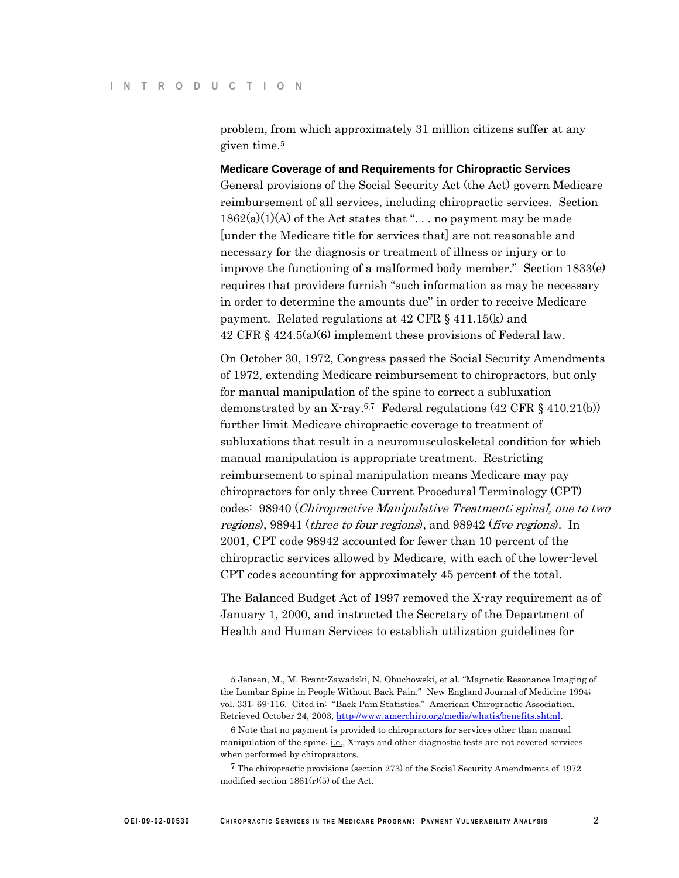problem, from which approximately 31 million citizens suffer at any given time.[5]

### Medicare Coverage of and Requirements for Chiropractic Services

General provisions of the Social Security Act (the Act) govern Medicare reimbursement of all services, including chiropractic services. Section 1862(a)(1)(A) of the Act states that ". . . no payment may be made [under the Medicare title for services that] are not reasonable and necessary for the diagnosis or treatment of illness or injury or to improve the functioning of a malformed body member." Section 1833(e) requires that providers furnish "such information as may be necessary in order to determine the amounts due" in order to receive Medicare payment. Related regulations at 42 CFR § 411.15(k) and 42 CFR § 424.5(a)(6) implement these provisions of Federal law.

On October 30, 1972, Congress passed the Social Security Amendments of 1972, extending Medicare reimbursement to chiropractors, but only for manual manipulation of the spine to correct a subluxation demonstrated by an X-ray.[6,7] Federal regulations (42 CFR § 410.21(b)) further limit Medicare chiropractic coverage to treatment of subluxations that result in a neuromusculoskeletal condition for which manual manipulation is appropriate treatment. Restricting reimbursement to spinal manipulation means Medicare may pay chiropractors for only three Current Procedural Terminology (CPT) codes: 98940 (*Chiropractive Manipulative Treatment; spinal, one to two regions*), 98941 (*three to four regions*), and 98942 (*five regions*). In 2001, CPT code 98942 accounted for fewer than 10 percent of the chiropractic services allowed by Medicare, with each of the lower-level CPT codes accounting for approximately 45 percent of the total.

The Balanced Budget Act of 1997 removed the X-ray requirement as of January 1, 2000, and instructed the Secretary of the Department of Health and Human Services to establish utilization guidelines for

---

5 Jensen, M., M. Brant-Zawadzki, N. Obuchowski, et al. "Magnetic Resonance Imaging of the Lumbar Spine in People Without Back Pain." New England Journal of Medicine 1994; vol. 331: 69-116. Cited in: "Back Pain Statistics." American Chiropractic Association. Retrieved October 24, 2003, http://www.amerchiro.org/media/whatis/benefits.shtml.

6 Note that no payment is provided to chiropractors for services other than manual manipulation of the spine; i.e., X-rays and other diagnostic tests are not covered services when performed by chiropractors.

7 The chiropractic provisions (section 273) of the Social Security Amendments of 1972 modified section 1861(r)(5) of the Act.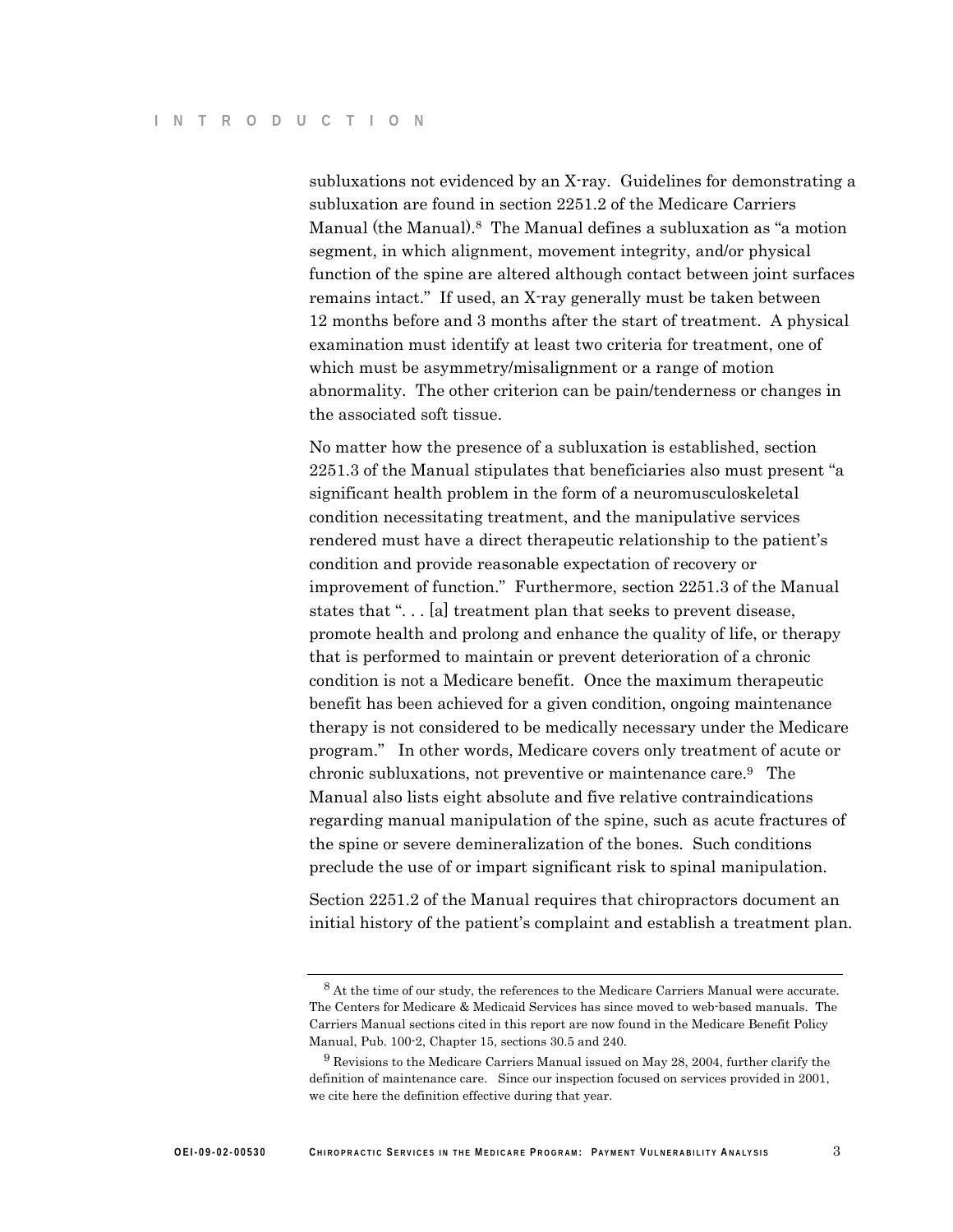subluxations not evidenced by an X-ray. Guidelines for demonstrating a subluxation are found in section 2251.2 of the Medicare Carriers Manual (the Manual).[8] The Manual defines a subluxation as "a motion segment, in which alignment, movement integrity, and/or physical function of the spine are altered although contact between joint surfaces remains intact." If used, an X-ray generally must be taken between 12 months before and 3 months after the start of treatment. A physical examination must identify at least two criteria for treatment, one of which must be asymmetry/misalignment or a range of motion abnormality. The other criterion can be pain/tenderness or changes in the associated soft tissue.

No matter how the presence of a subluxation is established, section 2251.3 of the Manual stipulates that beneficiaries also must present "a significant health problem in the form of a neuromusculoskeletal condition necessitating treatment, and the manipulative services rendered must have a direct therapeutic relationship to the patient's condition and provide reasonable expectation of recovery or improvement of function." Furthermore, section 2251.3 of the Manual states that ". . . [a] treatment plan that seeks to prevent disease, promote health and prolong and enhance the quality of life, or therapy that is performed to maintain or prevent deterioration of a chronic condition is not a Medicare benefit. Once the maximum therapeutic benefit has been achieved for a given condition, ongoing maintenance therapy is not considered to be medically necessary under the Medicare program." In other words, Medicare covers only treatment of acute or chronic subluxations, not preventive or maintenance care.[9] The Manual also lists eight absolute and five relative contraindications regarding manual manipulation of the spine, such as acute fractures of the spine or severe demineralization of the bones. Such conditions preclude the use of or impart significant risk to spinal manipulation.

Section 2251.2 of the Manual requires that chiropractors document an initial history of the patient's complaint and establish a treatment plan.

---

[8] At the time of our study, the references to the Medicare Carriers Manual were accurate. The Centers for Medicare & Medicaid Services has since moved to web-based manuals. The Carriers Manual sections cited in this report are now found in the Medicare Benefit Policy Manual, Pub. 100-2, Chapter 15, sections 30.5 and 240.

[9] Revisions to the Medicare Carriers Manual issued on May 28, 2004, further clarify the definition of maintenance care. Since our inspection focused on services provided in 2001, we cite here the definition effective during that year.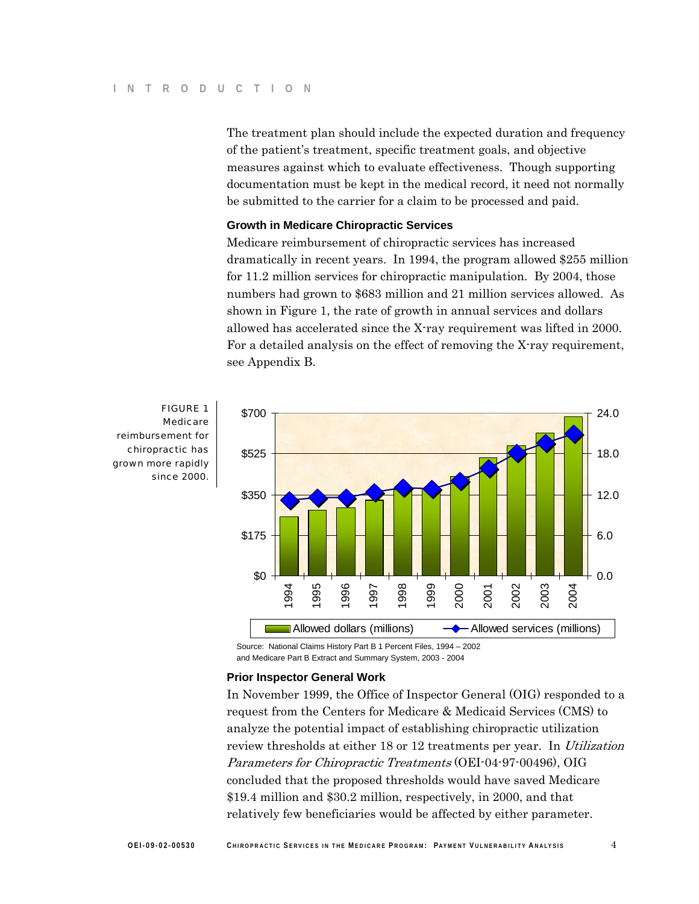The treatment plan should include the expected duration and frequency of the patient's treatment, specific treatment goals, and objective measures against which to evaluate effectiveness. Though supporting documentation must be kept in the medical record, it need not normally be submitted to the carrier for a claim to be processed and paid.

### Growth in Medicare Chiropractic Services

Medicare reimbursement of chiropractic services has increased dramatically in recent years. In 1994, the program allowed $255 million for 11.2 million services for chiropractic manipulation. By 2004, those numbers had grown to $683 million and 21 million services allowed. As shown in Figure 1, the rate of growth in annual services and dollars allowed has accelerated since the X-ray requirement was lifted in 2000. For a detailed analysis on the effect of removing the X-ray requirement, see Appendix B.

FIGURE 1
Medicare reimbursement for chiropractic has grown more rapidly since 2000.

Source: National Claims History Part B 1 Percent Files, 1994 – 2002 and Medicare Part B Extract and Summary System, 2003 - 2004

### Prior Inspector General Work

In November 1999, the Office of Inspector General (OIG) responded to a request from the Centers for Medicare & Medicaid Services (CMS) to analyze the potential impact of establishing chiropractic utilization review thresholds at either 18 or 12 treatments per year. In *Utilization Parameters for Chiropractic Treatments* (OEI-04-97-00496), OIG concluded that the proposed thresholds would have saved Medicare $19.4 million and $30.2 million, respectively, in 2000, and that relatively few beneficiaries would be affected by either parameter.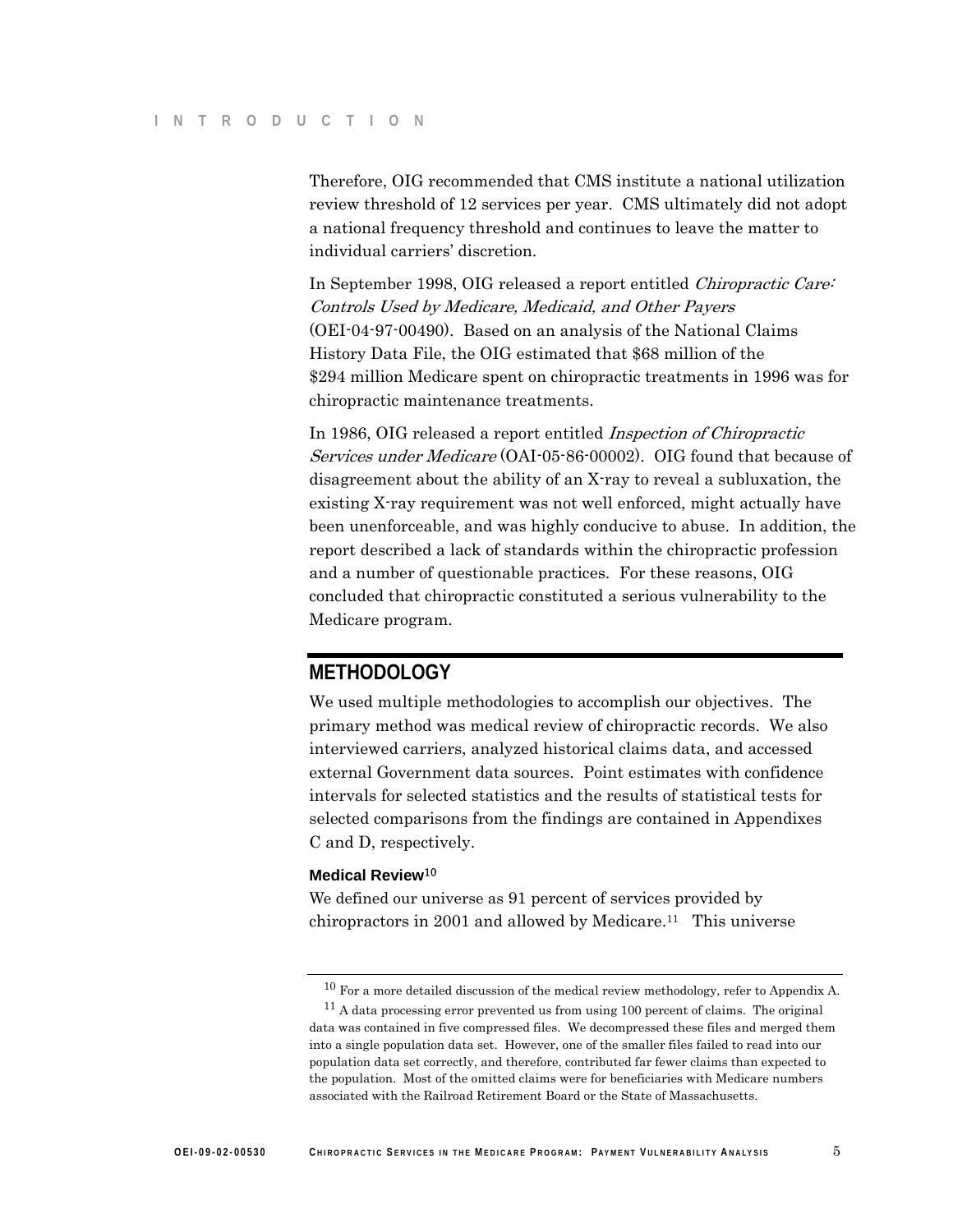Therefore, OIG recommended that CMS institute a national utilization review threshold of 12 services per year. CMS ultimately did not adopt a national frequency threshold and continues to leave the matter to individual carriers' discretion.

In September 1998, OIG released a report entitled *Chiropractic Care: Controls Used by Medicare, Medicaid, and Other Payers* (OEI-04-97-00490). Based on an analysis of the National Claims History Data File, the OIG estimated that $68 million of the $294 million Medicare spent on chiropractic treatments in 1996 was for chiropractic maintenance treatments.

In 1986, OIG released a report entitled *Inspection of Chiropractic Services under Medicare* (OAI-05-86-00002). OIG found that because of disagreement about the ability of an X-ray to reveal a subluxation, the existing X-ray requirement was not well enforced, might actually have been unenforceable, and was highly conducive to abuse. In addition, the report described a lack of standards within the chiropractic profession and a number of questionable practices. For these reasons, OIG concluded that chiropractic constituted a serious vulnerability to the Medicare program.

## METHODOLOGY

We used multiple methodologies to accomplish our objectives. The primary method was medical review of chiropractic records. We also interviewed carriers, analyzed historical claims data, and accessed external Government data sources. Point estimates with confidence intervals for selected statistics and the results of statistical tests for selected comparisons from the findings are contained in Appendixes C and D, respectively.

#### Medical Review[10]

We defined our universe as 91 percent of services provided by chiropractors in 2001 and allowed by Medicare.[11] This universe

---

[10] For a more detailed discussion of the medical review methodology, refer to Appendix A.

[11] A data processing error prevented us from using 100 percent of claims. The original data was contained in five compressed files. We decompressed these files and merged them into a single population data set. However, one of the smaller files failed to read into our population data set correctly, and therefore, contributed far fewer claims than expected to the population. Most of the omitted claims were for beneficiaries with Medicare numbers associated with the Railroad Retirement Board or the State of Massachusetts.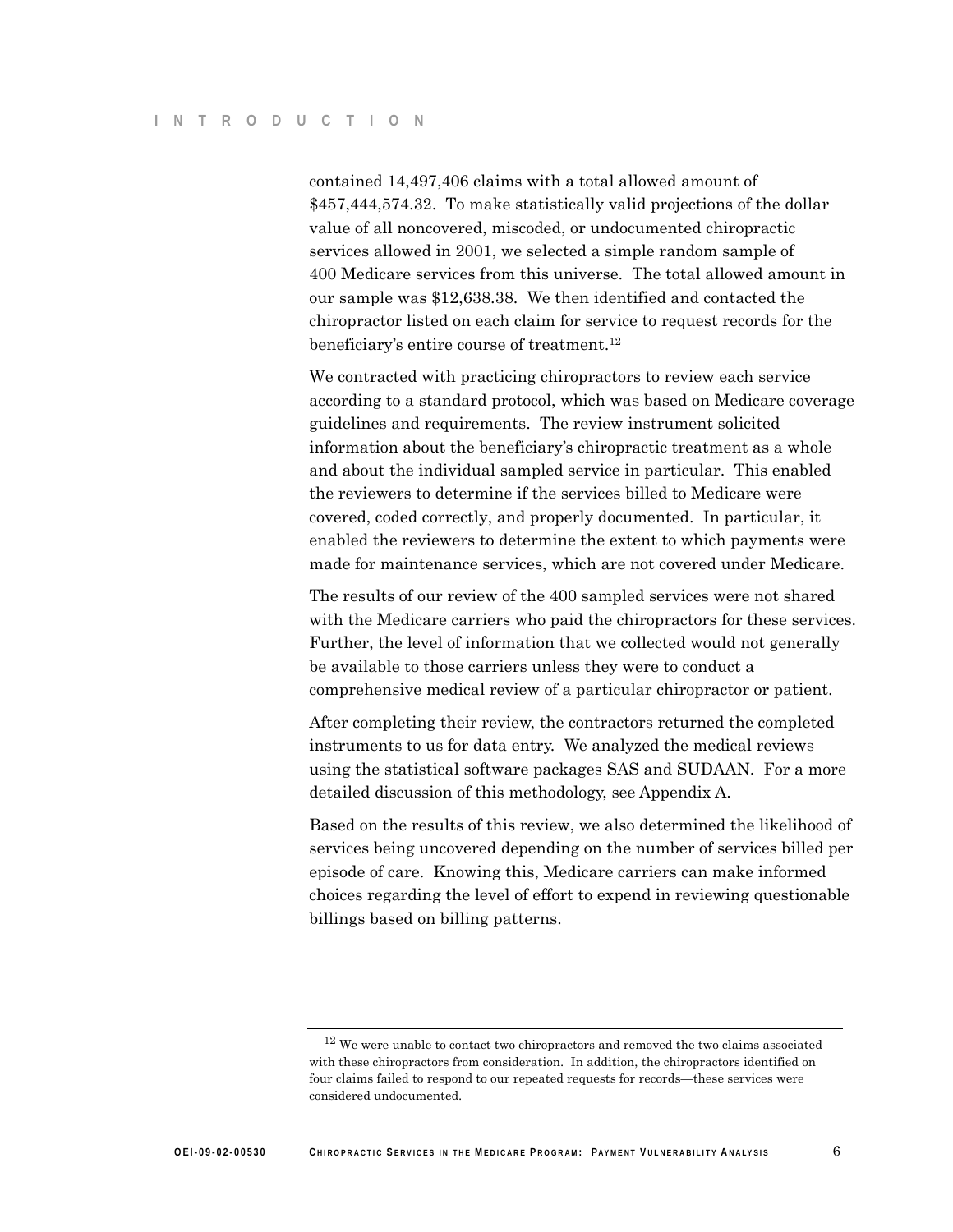contained 14,497,406 claims with a total allowed amount of $457,444,574.32. To make statistically valid projections of the dollar value of all noncovered, miscoded, or undocumented chiropractic services allowed in 2001, we selected a simple random sample of 400 Medicare services from this universe. The total allowed amount in our sample was $12,638.38. We then identified and contacted the chiropractor listed on each claim for service to request records for the beneficiary's entire course of treatment.[12]

We contracted with practicing chiropractors to review each service according to a standard protocol, which was based on Medicare coverage guidelines and requirements. The review instrument solicited information about the beneficiary's chiropractic treatment as a whole and about the individual sampled service in particular. This enabled the reviewers to determine if the services billed to Medicare were covered, coded correctly, and properly documented. In particular, it enabled the reviewers to determine the extent to which payments were made for maintenance services, which are not covered under Medicare.

The results of our review of the 400 sampled services were not shared with the Medicare carriers who paid the chiropractors for these services. Further, the level of information that we collected would not generally be available to those carriers unless they were to conduct a comprehensive medical review of a particular chiropractor or patient.

After completing their review, the contractors returned the completed instruments to us for data entry. We analyzed the medical reviews using the statistical software packages SAS and SUDAAN. For a more detailed discussion of this methodology, see Appendix A.

Based on the results of this review, we also determined the likelihood of services being uncovered depending on the number of services billed per episode of care. Knowing this, Medicare carriers can make informed choices regarding the level of effort to expend in reviewing questionable billings based on billing patterns.

---

[12] We were unable to contact two chiropractors and removed the two claims associated with these chiropractors from consideration. In addition, the chiropractors identified on four claims failed to respond to our repeated requests for records—these services were considered undocumented.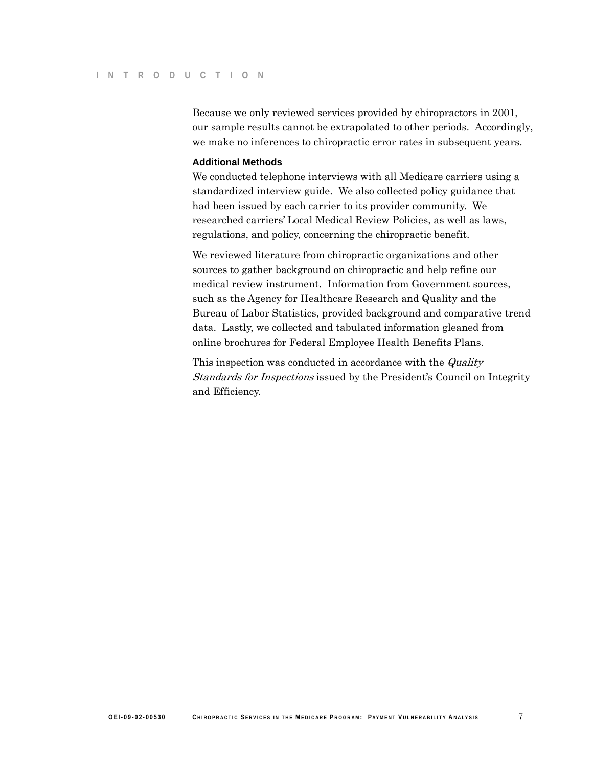Because we only reviewed services provided by chiropractors in 2001, our sample results cannot be extrapolated to other periods. Accordingly, we make no inferences to chiropractic error rates in subsequent years.

### Additional Methods

We conducted telephone interviews with all Medicare carriers using a standardized interview guide. We also collected policy guidance that had been issued by each carrier to its provider community. We researched carriers' Local Medical Review Policies, as well as laws, regulations, and policy, concerning the chiropractic benefit.

We reviewed literature from chiropractic organizations and other sources to gather background on chiropractic and help refine our medical review instrument. Information from Government sources, such as the Agency for Healthcare Research and Quality and the Bureau of Labor Statistics, provided background and comparative trend data. Lastly, we collected and tabulated information gleaned from online brochures for Federal Employee Health Benefits Plans.

This inspection was conducted in accordance with the *Quality Standards for Inspections* issued by the President's Council on Integrity and Efficiency.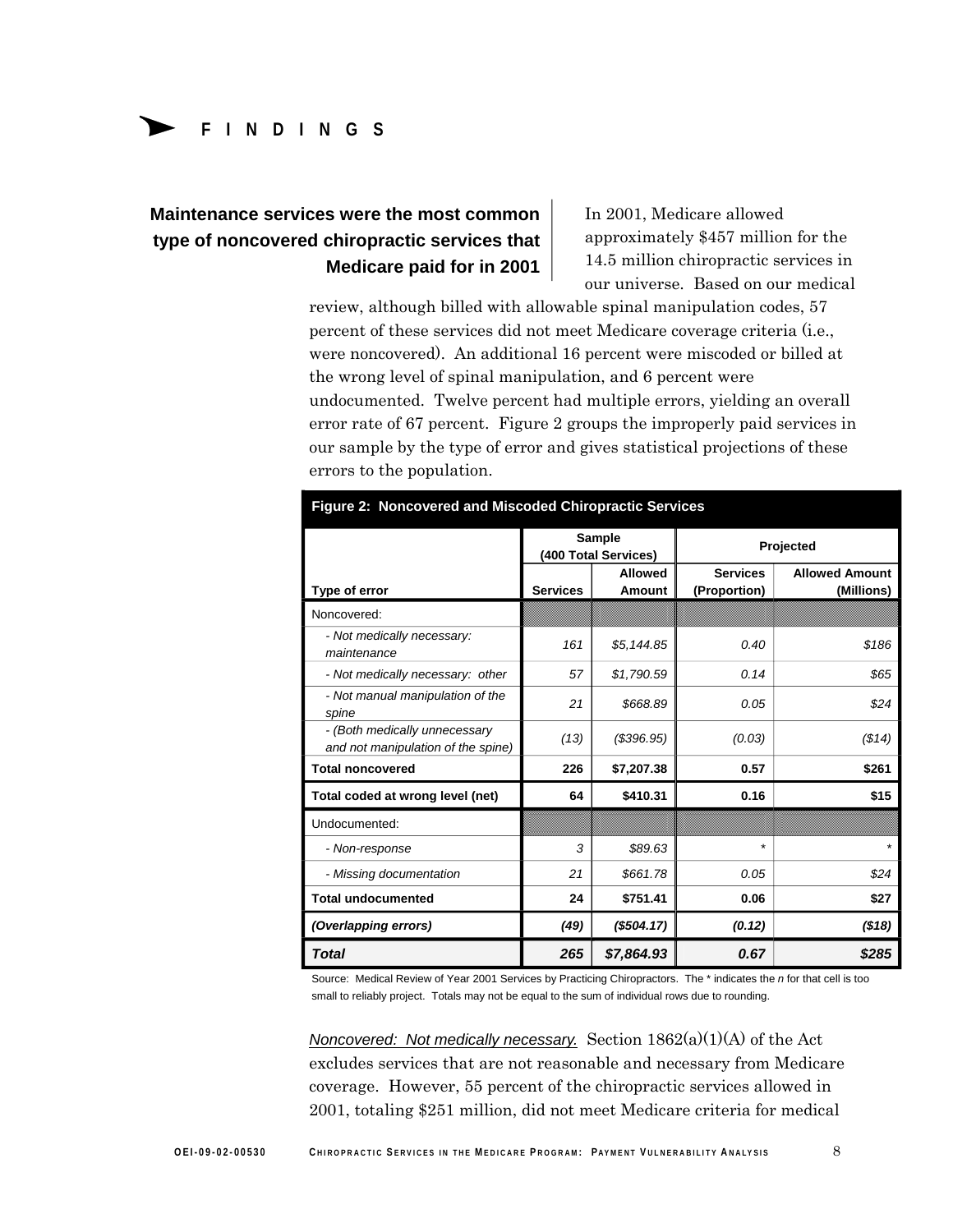# FINDINGS

**Maintenance services were the most common type of noncovered chiropractic services that Medicare paid for in 2001**

In 2001, Medicare allowed approximately $457 million for the 14.5 million chiropractic services in our universe. Based on our medical review, although billed with allowable spinal manipulation codes, 57 percent of these services did not meet Medicare coverage criteria (i.e., were noncovered). An additional 16 percent were miscoded or billed at the wrong level of spinal manipulation, and 6 percent were undocumented. Twelve percent had multiple errors, yielding an overall error rate of 67 percent. Figure 2 groups the improperly paid services in our sample by the type of error and gives statistical projections of these errors to the population.

**Figure 2: Noncovered and Miscoded Chiropractic Services**

| | Sample (400 Total Services) | | Projected | |
|---|---|---|---|---|
| **Type of error** | **Services** | **Allowed Amount** | **Services (Proportion)** | **Allowed Amount (Millions)** |
| Noncovered: | | | | |
| *- Not medically necessary: maintenance* | *161* | *$5,144.85* | *0.40* | *$186* |
| *- Not medically necessary: other* | *57* | *$1,790.59* | *0.14* | *$65* |
| *- Not manual manipulation of the spine* | *21* | *$668.89* | *0.05* | *$24* |
| *- (Both medically unnecessary and not manipulation of the spine)* | *(13)* | *($396.95)* | *(0.03)* | *($14)* |
| **Total noncovered** | **226** | **$7,207.38** | **0.57** | **$261** |
| **Total coded at wrong level (net)** | **64** | **$410.31** | **0.16** | **$15** |
| Undocumented: | | | | |
| *- Non-response* | *3* | *$89.63* | * | * |
| *- Missing documentation* | *21* | *$661.78* | *0.05* | *$24* |
| **Total undocumented** | **24** | **$751.41** | **0.06** | **$27** |
| ***(Overlapping errors)*** | ***(49)*** | ***($504.17)*** | ***(0.12)*** | ***($18)*** |
| ***Total*** | ***265*** | ***$7,864.93*** | ***0.67*** | ***$285*** |

Source: Medical Review of Year 2001 Services by Practicing Chiropractors. The * indicates the *n* for that cell is too small to reliably project. Totals may not be equal to the sum of individual rows due to rounding.

*Noncovered: Not medically necessary.* Section 1862(a)(1)(A) of the Act excludes services that are not reasonable and necessary from Medicare coverage. However, 55 percent of the chiropractic services allowed in 2001, totaling $251 million, did not meet Medicare criteria for medical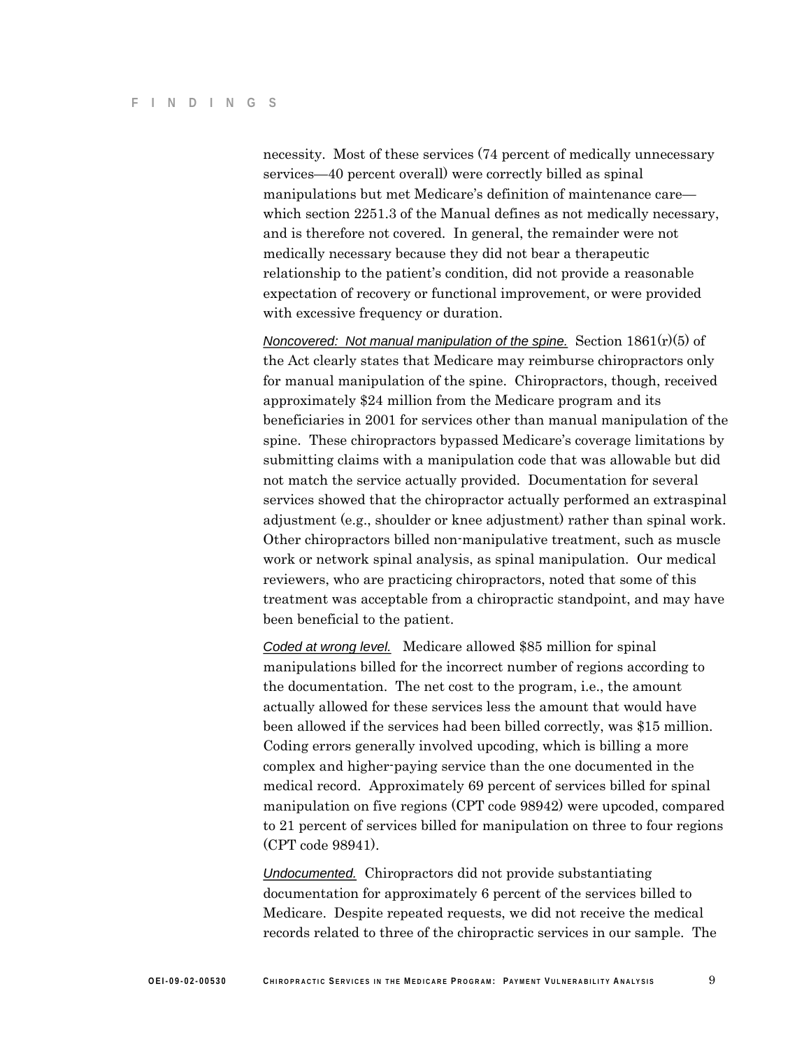necessity. Most of these services (74 percent of medically unnecessary services—40 percent overall) were correctly billed as spinal manipulations but met Medicare's definition of maintenance care—which section 2251.3 of the Manual defines as not medically necessary, and is therefore not covered. In general, the remainder were not medically necessary because they did not bear a therapeutic relationship to the patient's condition, did not provide a reasonable expectation of recovery or functional improvement, or were provided with excessive frequency or duration.

*Noncovered: Not manual manipulation of the spine.* Section 1861(r)(5) of the Act clearly states that Medicare may reimburse chiropractors only for manual manipulation of the spine. Chiropractors, though, received approximately $24 million from the Medicare program and its beneficiaries in 2001 for services other than manual manipulation of the spine. These chiropractors bypassed Medicare's coverage limitations by submitting claims with a manipulation code that was allowable but did not match the service actually provided. Documentation for several services showed that the chiropractor actually performed an extraspinal adjustment (e.g., shoulder or knee adjustment) rather than spinal work. Other chiropractors billed non-manipulative treatment, such as muscle work or network spinal analysis, as spinal manipulation. Our medical reviewers, who are practicing chiropractors, noted that some of this treatment was acceptable from a chiropractic standpoint, and may have been beneficial to the patient.

*Coded at wrong level.* Medicare allowed $85 million for spinal manipulations billed for the incorrect number of regions according to the documentation. The net cost to the program, i.e., the amount actually allowed for these services less the amount that would have been allowed if the services had been billed correctly, was $15 million. Coding errors generally involved upcoding, which is billing a more complex and higher-paying service than the one documented in the medical record. Approximately 69 percent of services billed for spinal manipulation on five regions (CPT code 98942) were upcoded, compared to 21 percent of services billed for manipulation on three to four regions (CPT code 98941).

*Undocumented.* Chiropractors did not provide substantiating documentation for approximately 6 percent of the services billed to Medicare. Despite repeated requests, we did not receive the medical records related to three of the chiropractic services in our sample. The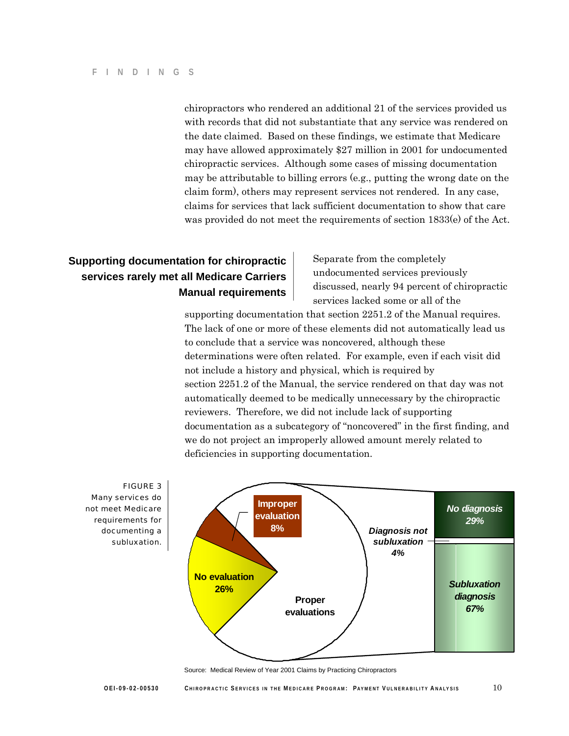chiropractors who rendered an additional 21 of the services provided us with records that did not substantiate that any service was rendered on the date claimed. Based on these findings, we estimate that Medicare may have allowed approximately $27 million in 2001 for undocumented chiropractic services. Although some cases of missing documentation may be attributable to billing errors (e.g., putting the wrong date on the claim form), others may represent services not rendered. In any case, claims for services that lack sufficient documentation to show that care was provided do not meet the requirements of section 1833(e) of the Act.

## Supporting documentation for chiropractic services rarely met all Medicare Carriers Manual requirements

Separate from the completely undocumented services previously discussed, nearly 94 percent of chiropractic services lacked some or all of the supporting documentation that section 2251.2 of the Manual requires. The lack of one or more of these elements did not automatically lead us to conclude that a service was noncovered, although these determinations were often related. For example, even if each visit did not include a history and physical, which is required by section 2251.2 of the Manual, the service rendered on that day was not automatically deemed to be medically unnecessary by the chiropractic reviewers. Therefore, we did not include lack of supporting documentation as a subcategory of "noncovered" in the first finding, and we do not project an improperly allowed amount merely related to deficiencies in supporting documentation.

FIGURE 3
Many services do not meet Medicare requirements for documenting a subluxation.

Improper evaluation 8%
No evaluation 26%
Proper evaluations
No diagnosis 29%
Diagnosis not subluxation 4%
Subluxation diagnosis 67%

Source: Medical Review of Year 2001 Claims by Practicing Chiropractors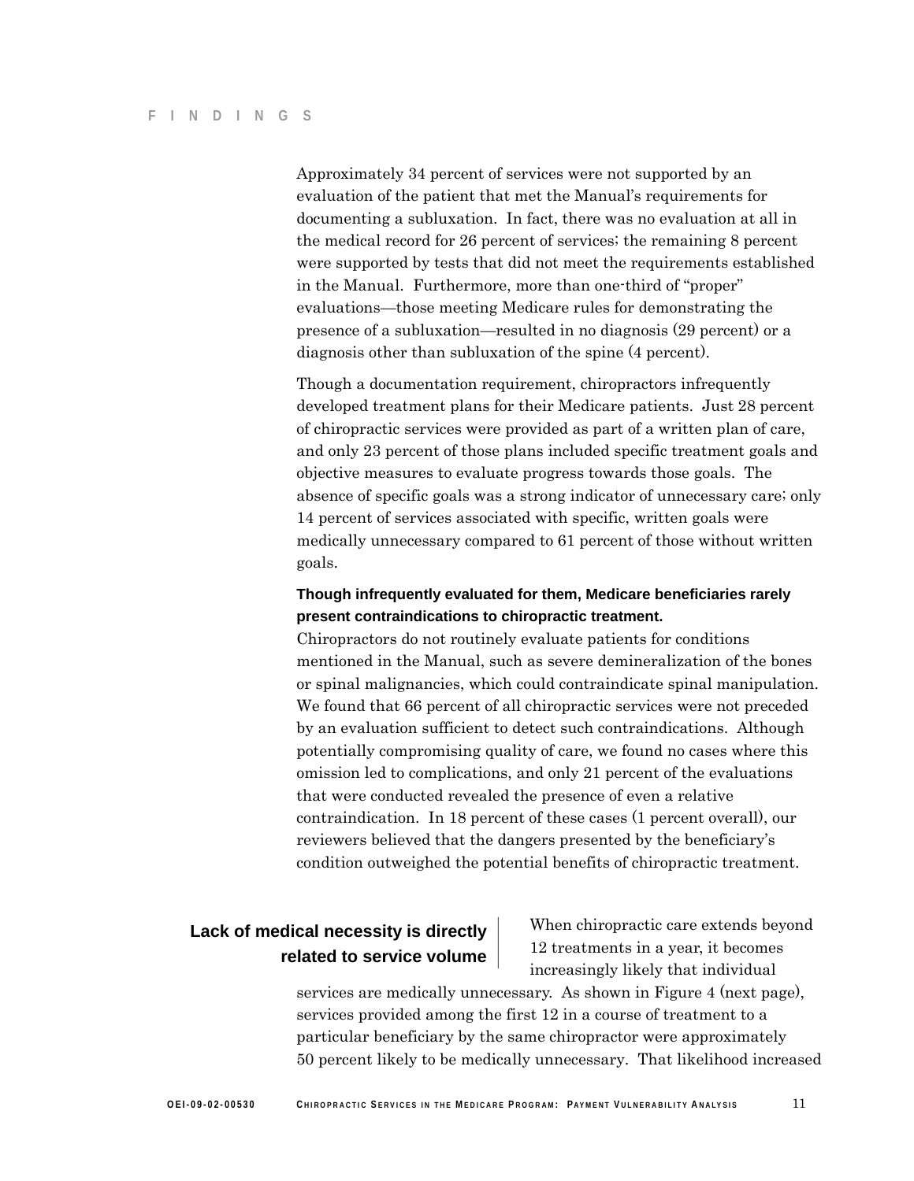Approximately 34 percent of services were not supported by an evaluation of the patient that met the Manual's requirements for documenting a subluxation. In fact, there was no evaluation at all in the medical record for 26 percent of services; the remaining 8 percent were supported by tests that did not meet the requirements established in the Manual. Furthermore, more than one-third of "proper" evaluations—those meeting Medicare rules for demonstrating the presence of a subluxation—resulted in no diagnosis (29 percent) or a diagnosis other than subluxation of the spine (4 percent).

Though a documentation requirement, chiropractors infrequently developed treatment plans for their Medicare patients. Just 28 percent of chiropractic services were provided as part of a written plan of care, and only 23 percent of those plans included specific treatment goals and objective measures to evaluate progress towards those goals. The absence of specific goals was a strong indicator of unnecessary care; only 14 percent of services associated with specific, written goals were medically unnecessary compared to 61 percent of those without written goals.

**Though infrequently evaluated for them, Medicare beneficiaries rarely present contraindications to chiropractic treatment.**

Chiropractors do not routinely evaluate patients for conditions mentioned in the Manual, such as severe demineralization of the bones or spinal malignancies, which could contraindicate spinal manipulation. We found that 66 percent of all chiropractic services were not preceded by an evaluation sufficient to detect such contraindications. Although potentially compromising quality of care, we found no cases where this omission led to complications, and only 21 percent of the evaluations that were conducted revealed the presence of even a relative contraindication. In 18 percent of these cases (1 percent overall), our reviewers believed that the dangers presented by the beneficiary's condition outweighed the potential benefits of chiropractic treatment.

## Lack of medical necessity is directly related to service volume

When chiropractic care extends beyond 12 treatments in a year, it becomes increasingly likely that individual services are medically unnecessary. As shown in Figure 4 (next page), services provided among the first 12 in a course of treatment to a particular beneficiary by the same chiropractor were approximately 50 percent likely to be medically unnecessary. That likelihood increased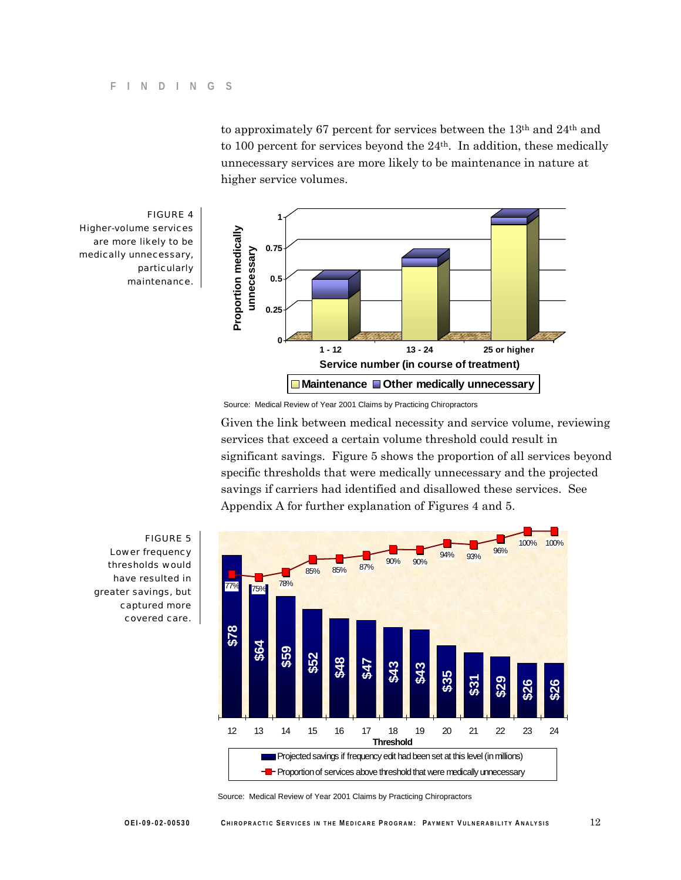to approximately 67 percent for services between the 13th and 24th and to 100 percent for services beyond the 24th. In addition, these medically unnecessary services are more likely to be maintenance in nature at higher service volumes.

FIGURE 4
Higher-volume services are more likely to be medically unnecessary, particularly maintenance.

Source: Medical Review of Year 2001 Claims by Practicing Chiropractors

Given the link between medical necessity and service volume, reviewing services that exceed a certain volume threshold could result in significant savings. Figure 5 shows the proportion of all services beyond specific thresholds that were medically unnecessary and the projected savings if carriers had identified and disallowed these services. See Appendix A for further explanation of Figures 4 and 5.

FIGURE 5
Lower frequency thresholds would have resulted in greater savings, but captured more covered care.

| Threshold | Projected savings if frequency edit had been set at this level (in millions) | Proportion of services above threshold that were medically unnecessary |
| --- | --- | --- |
| 12 | $78 | 77% |
| 13 | $64 | 75% |
| 14 | $59 | 78% |
| 15 | $52 | 85% |
| 16 | $48 | 85% |
| 17 | $47 | 87% |
| 18 | $43 | 90% |
| 19 | $43 | 90% |
| 20 | $35 | 94% |
| 21 | $31 | 93% |
| 22 | $29 | 96% |
| 23 | $26 | 100% |
| 24 | $26 | 100% |

Source: Medical Review of Year 2001 Claims by Practicing Chiropractors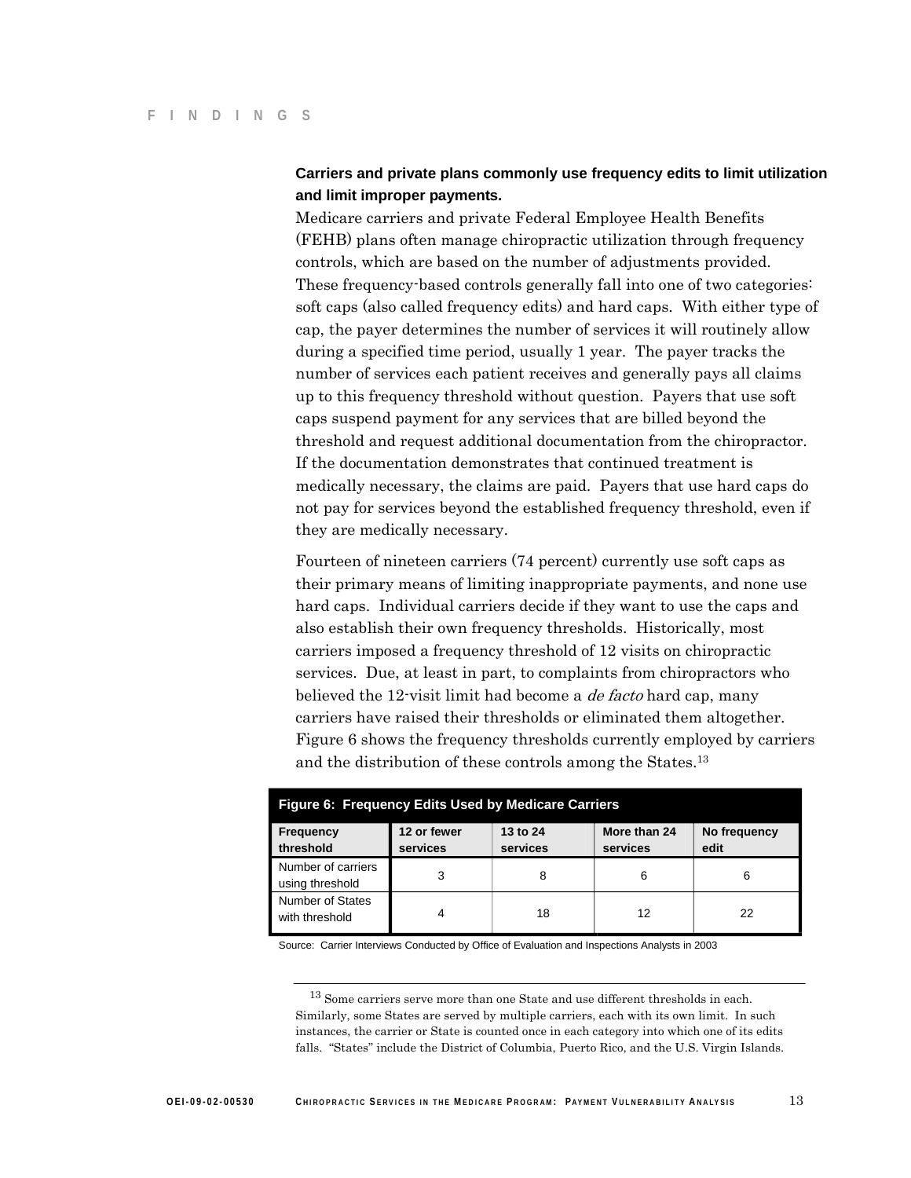**Carriers and private plans commonly use frequency edits to limit utilization and limit improper payments.**

Medicare carriers and private Federal Employee Health Benefits (FEHB) plans often manage chiropractic utilization through frequency controls, which are based on the number of adjustments provided. These frequency-based controls generally fall into one of two categories: soft caps (also called frequency edits) and hard caps. With either type of cap, the payer determines the number of services it will routinely allow during a specified time period, usually 1 year. The payer tracks the number of services each patient receives and generally pays all claims up to this frequency threshold without question. Payers that use soft caps suspend payment for any services that are billed beyond the threshold and request additional documentation from the chiropractor. If the documentation demonstrates that continued treatment is medically necessary, the claims are paid. Payers that use hard caps do not pay for services beyond the established frequency threshold, even if they are medically necessary.

Fourteen of nineteen carriers (74 percent) currently use soft caps as their primary means of limiting inappropriate payments, and none use hard caps. Individual carriers decide if they want to use the caps and also establish their own frequency thresholds. Historically, most carriers imposed a frequency threshold of 12 visits on chiropractic services. Due, at least in part, to complaints from chiropractors who believed the 12-visit limit had become a *de facto* hard cap, many carriers have raised their thresholds or eliminated them altogether. Figure 6 shows the frequency thresholds currently employed by carriers and the distribution of these controls among the States.[13]

**Figure 6: Frequency Edits Used by Medicare Carriers**

| Frequency threshold | 12 or fewer services | 13 to 24 services | More than 24 services | No frequency edit |
|---|---|---|---|---|
| Number of carriers using threshold | 3 | 8 | 6 | 6 |
| Number of States with threshold | 4 | 18 | 12 | 22 |

Source: Carrier Interviews Conducted by Office of Evaluation and Inspections Analysts in 2003

[13] Some carriers serve more than one State and use different thresholds in each. Similarly, some States are served by multiple carriers, each with its own limit. In such instances, the carrier or State is counted once in each category into which one of its edits falls. "States" include the District of Columbia, Puerto Rico, and the U.S. Virgin Islands.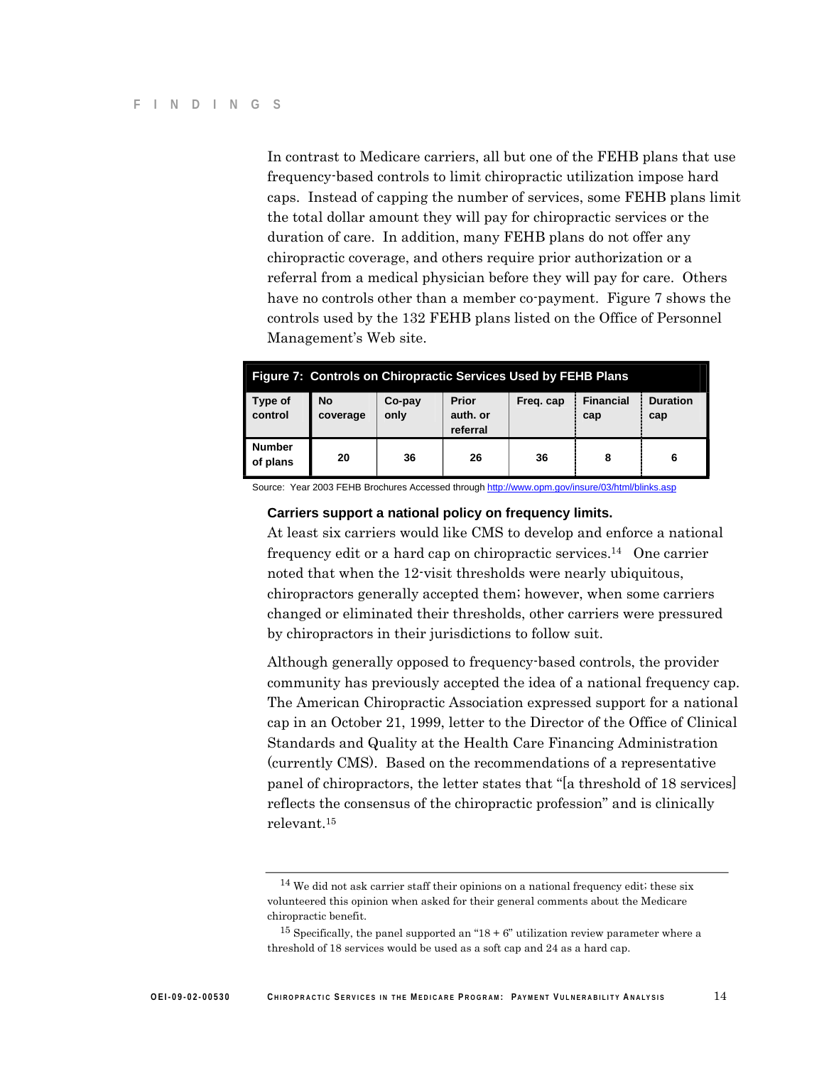In contrast to Medicare carriers, all but one of the FEHB plans that use frequency-based controls to limit chiropractic utilization impose hard caps. Instead of capping the number of services, some FEHB plans limit the total dollar amount they will pay for chiropractic services or the duration of care. In addition, many FEHB plans do not offer any chiropractic coverage, and others require prior authorization or a referral from a medical physician before they will pay for care. Others have no controls other than a member co-payment. Figure 7 shows the controls used by the 132 FEHB plans listed on the Office of Personnel Management's Web site.

**Figure 7: Controls on Chiropractic Services Used by FEHB Plans**

| Type of control | No coverage | Co-pay only | Prior auth. or referral | Freq. cap | Financial cap | Duration cap |
|---|---|---|---|---|---|---|
| Number of plans | 20 | 36 | 26 | 36 | 8 | 6 |

Source: Year 2003 FEHB Brochures Accessed through http://www.opm.gov/insure/03/html/blinks.asp

### Carriers support a national policy on frequency limits.

At least six carriers would like CMS to develop and enforce a national frequency edit or a hard cap on chiropractic services.[14] One carrier noted that when the 12-visit thresholds were nearly ubiquitous, chiropractors generally accepted them; however, when some carriers changed or eliminated their thresholds, other carriers were pressured by chiropractors in their jurisdictions to follow suit.

Although generally opposed to frequency-based controls, the provider community has previously accepted the idea of a national frequency cap. The American Chiropractic Association expressed support for a national cap in an October 21, 1999, letter to the Director of the Office of Clinical Standards and Quality at the Health Care Financing Administration (currently CMS). Based on the recommendations of a representative panel of chiropractors, the letter states that "[a threshold of 18 services] reflects the consensus of the chiropractic profession" and is clinically relevant.[15]

---

[14] We did not ask carrier staff their opinions on a national frequency edit; these six volunteered this opinion when asked for their general comments about the Medicare chiropractic benefit.

[15] Specifically, the panel supported an "18 + 6" utilization review parameter where a threshold of 18 services would be used as a soft cap and 24 as a hard cap.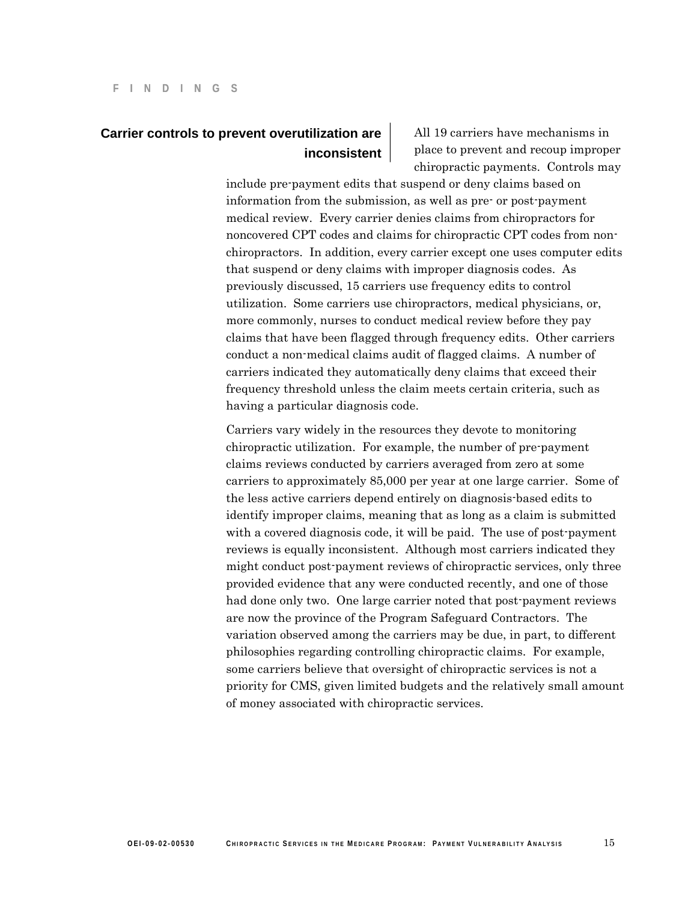## Carrier controls to prevent overutilization are inconsistent

All 19 carriers have mechanisms in place to prevent and recoup improper chiropractic payments. Controls may include pre-payment edits that suspend or deny claims based on information from the submission, as well as pre- or post-payment medical review. Every carrier denies claims from chiropractors for noncovered CPT codes and claims for chiropractic CPT codes from non-chiropractors. In addition, every carrier except one uses computer edits that suspend or deny claims with improper diagnosis codes. As previously discussed, 15 carriers use frequency edits to control utilization. Some carriers use chiropractors, medical physicians, or, more commonly, nurses to conduct medical review before they pay claims that have been flagged through frequency edits. Other carriers conduct a non-medical claims audit of flagged claims. A number of carriers indicated they automatically deny claims that exceed their frequency threshold unless the claim meets certain criteria, such as having a particular diagnosis code.

Carriers vary widely in the resources they devote to monitoring chiropractic utilization. For example, the number of pre-payment claims reviews conducted by carriers averaged from zero at some carriers to approximately 85,000 per year at one large carrier. Some of the less active carriers depend entirely on diagnosis-based edits to identify improper claims, meaning that as long as a claim is submitted with a covered diagnosis code, it will be paid. The use of post-payment reviews is equally inconsistent. Although most carriers indicated they might conduct post-payment reviews of chiropractic services, only three provided evidence that any were conducted recently, and one of those had done only two. One large carrier noted that post-payment reviews are now the province of the Program Safeguard Contractors. The variation observed among the carriers may be due, in part, to different philosophies regarding controlling chiropractic claims. For example, some carriers believe that oversight of chiropractic services is not a priority for CMS, given limited budgets and the relatively small amount of money associated with chiropractic services.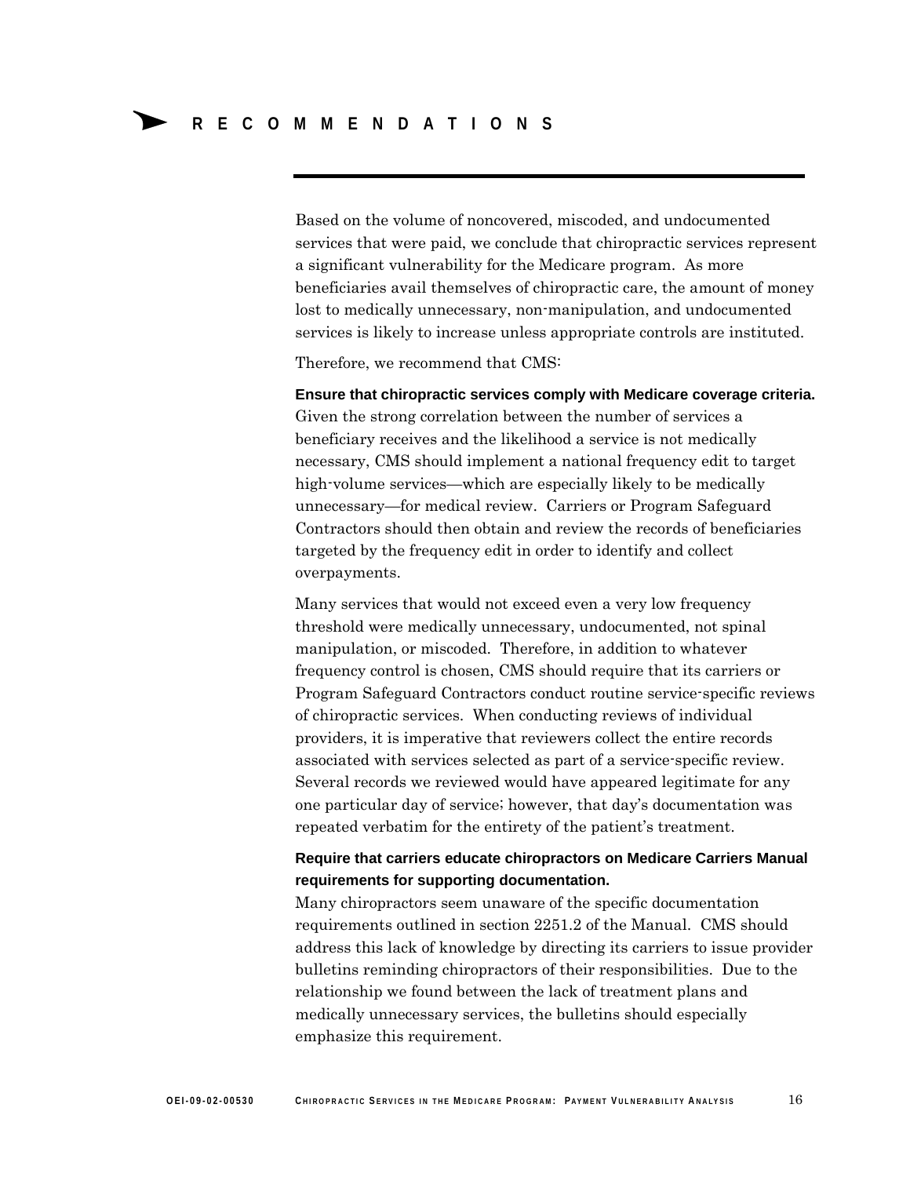# RECOMMENDATIONS

Based on the volume of noncovered, miscoded, and undocumented services that were paid, we conclude that chiropractic services represent a significant vulnerability for the Medicare program. As more beneficiaries avail themselves of chiropractic care, the amount of money lost to medically unnecessary, non-manipulation, and undocumented services is likely to increase unless appropriate controls are instituted.

Therefore, we recommend that CMS:

**Ensure that chiropractic services comply with Medicare coverage criteria.**
Given the strong correlation between the number of services a beneficiary receives and the likelihood a service is not medically necessary, CMS should implement a national frequency edit to target high-volume services—which are especially likely to be medically unnecessary—for medical review. Carriers or Program Safeguard Contractors should then obtain and review the records of beneficiaries targeted by the frequency edit in order to identify and collect overpayments.

Many services that would not exceed even a very low frequency threshold were medically unnecessary, undocumented, not spinal manipulation, or miscoded. Therefore, in addition to whatever frequency control is chosen, CMS should require that its carriers or Program Safeguard Contractors conduct routine service-specific reviews of chiropractic services. When conducting reviews of individual providers, it is imperative that reviewers collect the entire records associated with services selected as part of a service-specific review. Several records we reviewed would have appeared legitimate for any one particular day of service; however, that day's documentation was repeated verbatim for the entirety of the patient's treatment.

**Require that carriers educate chiropractors on Medicare Carriers Manual requirements for supporting documentation.**
Many chiropractors seem unaware of the specific documentation requirements outlined in section 2251.2 of the Manual. CMS should address this lack of knowledge by directing its carriers to issue provider bulletins reminding chiropractors of their responsibilities. Due to the relationship we found between the lack of treatment plans and medically unnecessary services, the bulletins should especially emphasize this requirement.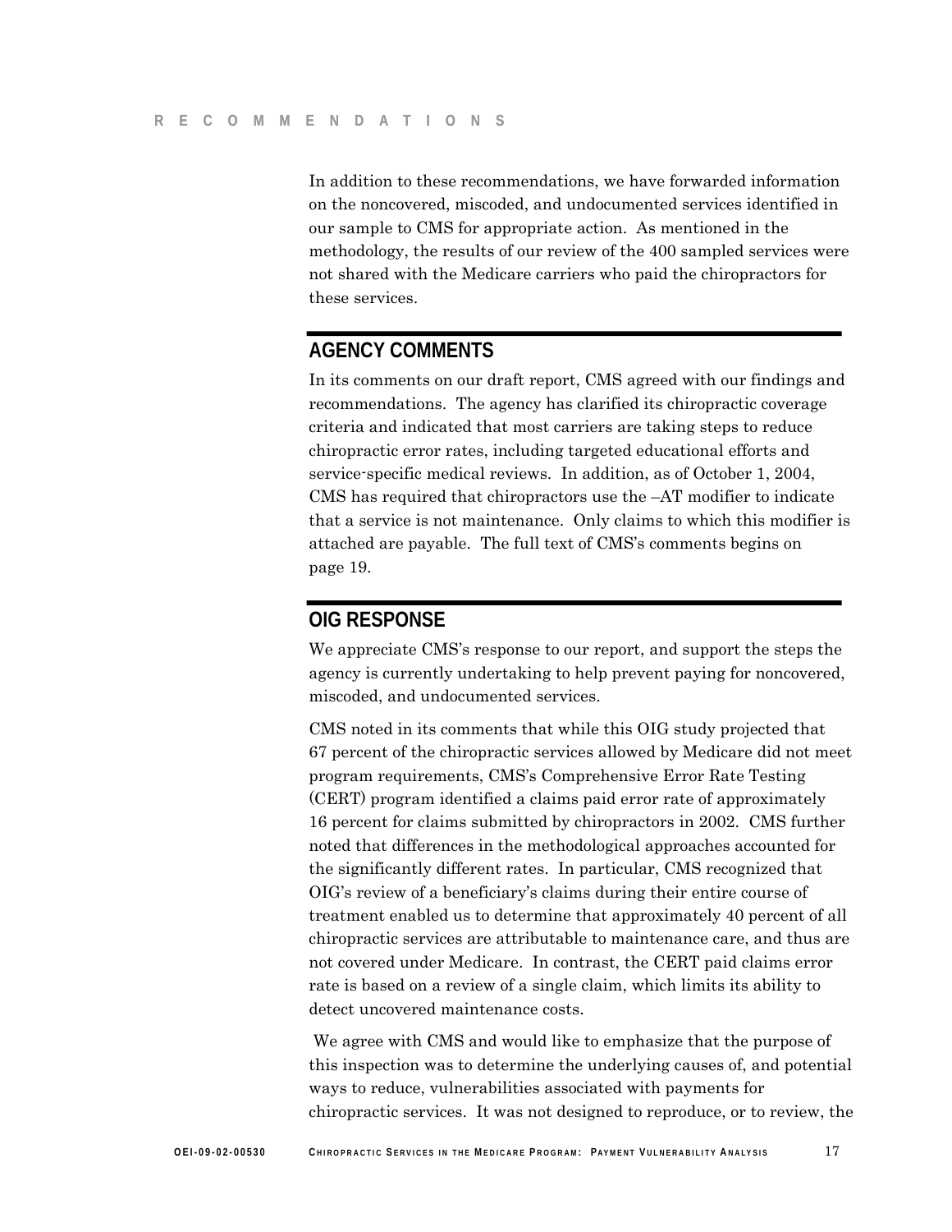In addition to these recommendations, we have forwarded information on the noncovered, miscoded, and undocumented services identified in our sample to CMS for appropriate action. As mentioned in the methodology, the results of our review of the 400 sampled services were not shared with the Medicare carriers who paid the chiropractors for these services.

## AGENCY COMMENTS

In its comments on our draft report, CMS agreed with our findings and recommendations. The agency has clarified its chiropractic coverage criteria and indicated that most carriers are taking steps to reduce chiropractic error rates, including targeted educational efforts and service-specific medical reviews. In addition, as of October 1, 2004, CMS has required that chiropractors use the –AT modifier to indicate that a service is not maintenance. Only claims to which this modifier is attached are payable. The full text of CMS's comments begins on page 19.

## OIG RESPONSE

We appreciate CMS's response to our report, and support the steps the agency is currently undertaking to help prevent paying for noncovered, miscoded, and undocumented services.

CMS noted in its comments that while this OIG study projected that 67 percent of the chiropractic services allowed by Medicare did not meet program requirements, CMS's Comprehensive Error Rate Testing (CERT) program identified a claims paid error rate of approximately 16 percent for claims submitted by chiropractors in 2002. CMS further noted that differences in the methodological approaches accounted for the significantly different rates. In particular, CMS recognized that OIG's review of a beneficiary's claims during their entire course of treatment enabled us to determine that approximately 40 percent of all chiropractic services are attributable to maintenance care, and thus are not covered under Medicare. In contrast, the CERT paid claims error rate is based on a review of a single claim, which limits its ability to detect uncovered maintenance costs.

We agree with CMS and would like to emphasize that the purpose of this inspection was to determine the underlying causes of, and potential ways to reduce, vulnerabilities associated with payments for chiropractic services. It was not designed to reproduce, or to review, the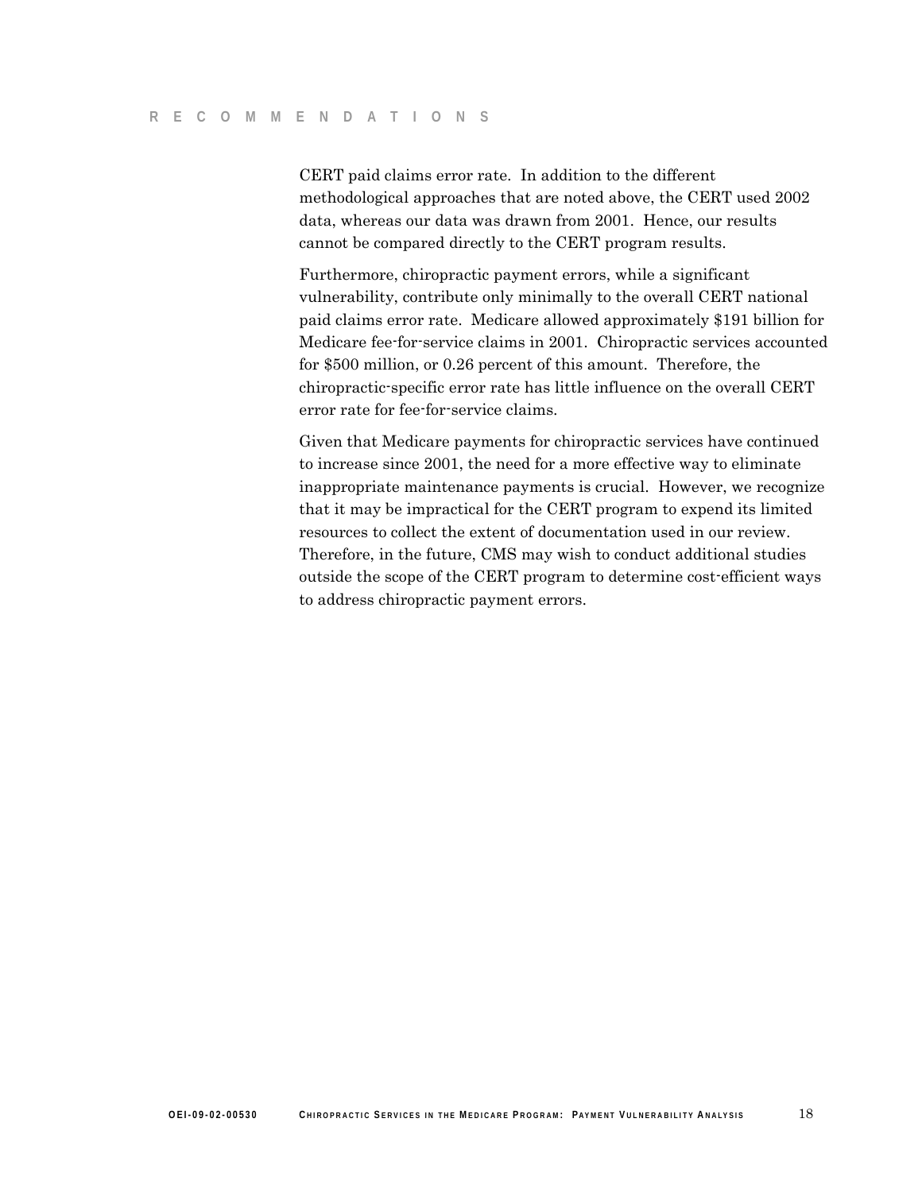CERT paid claims error rate. In addition to the different methodological approaches that are noted above, the CERT used 2002 data, whereas our data was drawn from 2001. Hence, our results cannot be compared directly to the CERT program results.

Furthermore, chiropractic payment errors, while a significant vulnerability, contribute only minimally to the overall CERT national paid claims error rate. Medicare allowed approximately $191 billion for Medicare fee-for-service claims in 2001. Chiropractic services accounted for $500 million, or 0.26 percent of this amount. Therefore, the chiropractic-specific error rate has little influence on the overall CERT error rate for fee-for-service claims.

Given that Medicare payments for chiropractic services have continued to increase since 2001, the need for a more effective way to eliminate inappropriate maintenance payments is crucial. However, we recognize that it may be impractical for the CERT program to expend its limited resources to collect the extent of documentation used in our review. Therefore, in the future, CMS may wish to conduct additional studies outside the scope of the CERT program to determine cost-efficient ways to address chiropractic payment errors.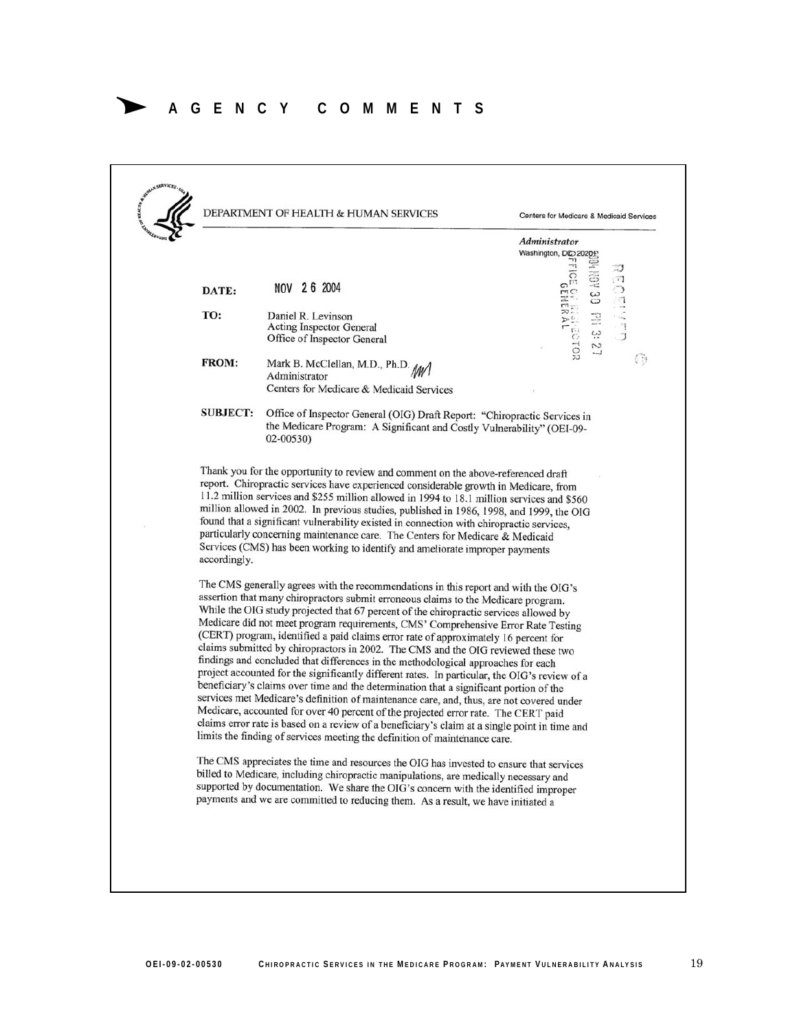# AGENCY COMMENTS

DEPARTMENT OF HEALTH & HUMAN SERVICES

Centers for Medicare & Medicaid Services

*Administrator*
Washington, DC 20201

**DATE:** NOV 26 2004

**TO:** Daniel R. Levinson
Acting Inspector General
Office of Inspector General

**FROM:** Mark B. McClellan, M.D., Ph.D.
Administrator
Centers for Medicare & Medicaid Services

**SUBJECT:** Office of Inspector General (OIG) Draft Report: "Chiropractic Services in the Medicare Program: A Significant and Costly Vulnerability" (OEI-09-02-00530)

Thank you for the opportunity to review and comment on the above-referenced draft report. Chiropractic services have experienced considerable growth in Medicare, from 11.2 million services and $255 million allowed in 1994 to 18.1 million services and $560 million allowed in 2002. In previous studies, published in 1986, 1998, and 1999, the OIG found that a significant vulnerability existed in connection with chiropractic services, particularly concerning maintenance care. The Centers for Medicare & Medicaid Services (CMS) has been working to identify and ameliorate improper payments accordingly.

The CMS generally agrees with the recommendations in this report and with the OIG's assertion that many chiropractors submit erroneous claims to the Medicare program. While the OIG study projected that 67 percent of the chiropractic services allowed by Medicare did not meet program requirements, CMS' Comprehensive Error Rate Testing (CERT) program, identified a paid claims error rate of approximately 16 percent for claims submitted by chiropractors in 2002. The CMS and the OIG reviewed these two findings and concluded that differences in the methodological approaches for each project accounted for the significantly different rates. In particular, the OIG's review of a beneficiary's claims over time and the determination that a significant portion of the services met Medicare's definition of maintenance care, and, thus, are not covered under Medicare, accounted for over 40 percent of the projected error rate. The CERT paid claims error rate is based on a review of a beneficiary's claim at a single point in time and limits the finding of services meeting the definition of maintenance care.

The CMS appreciates the time and resources the OIG has invested to ensure that services billed to Medicare, including chiropractic manipulations, are medically necessary and supported by documentation. We share the OIG's concern with the identified improper payments and we are committed to reducing them. As a result, we have initiated a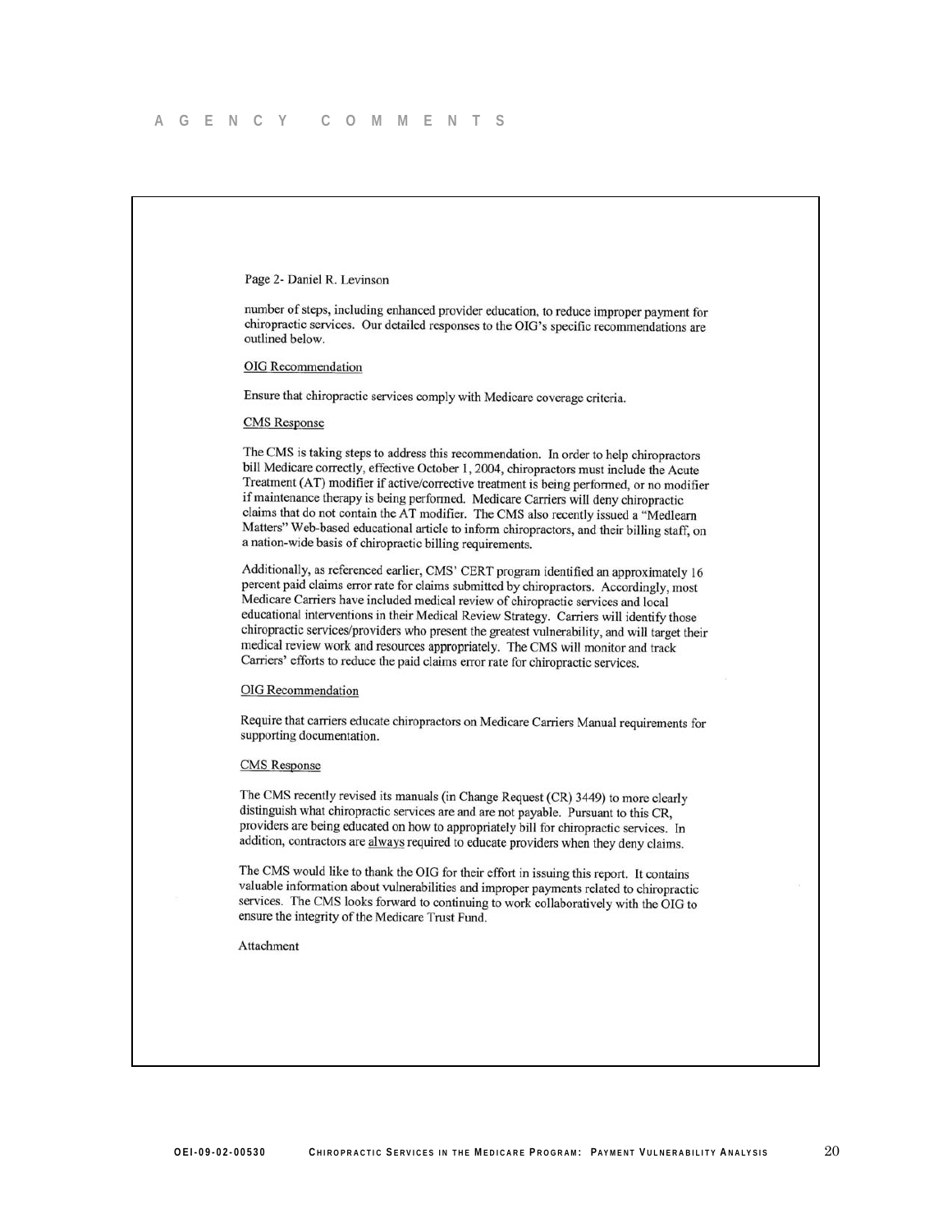Page 2- Daniel R. Levinson

number of steps, including enhanced provider education, to reduce improper payment for chiropractic services. Our detailed responses to the OIG's specific recommendations are outlined below.

OIG Recommendation

Ensure that chiropractic services comply with Medicare coverage criteria.

CMS Response

The CMS is taking steps to address this recommendation. In order to help chiropractors bill Medicare correctly, effective October 1, 2004, chiropractors must include the Acute Treatment (AT) modifier if active/corrective treatment is being performed, or no modifier if maintenance therapy is being performed. Medicare Carriers will deny chiropractic claims that do not contain the AT modifier. The CMS also recently issued a "Medlearn Matters" Web-based educational article to inform chiropractors, and their billing staff, on a nation-wide basis of chiropractic billing requirements.

Additionally, as referenced earlier, CMS' CERT program identified an approximately 16 percent paid claims error rate for claims submitted by chiropractors. Accordingly, most Medicare Carriers have included medical review of chiropractic services and local educational interventions in their Medical Review Strategy. Carriers will identify those chiropractic services/providers who present the greatest vulnerability, and will target their medical review work and resources appropriately. The CMS will monitor and track Carriers' efforts to reduce the paid claims error rate for chiropractic services.

OIG Recommendation

Require that carriers educate chiropractors on Medicare Carriers Manual requirements for supporting documentation.

CMS Response

The CMS recently revised its manuals (in Change Request (CR) 3449) to more clearly distinguish what chiropractic services are and are not payable. Pursuant to this CR, providers are being educated on how to appropriately bill for chiropractic services. In addition, contractors are always required to educate providers when they deny claims.

The CMS would like to thank the OIG for their effort in issuing this report. It contains valuable information about vulnerabilities and improper payments related to chiropractic services. The CMS looks forward to continuing to work collaboratively with the OIG to ensure the integrity of the Medicare Trust Fund.

Attachment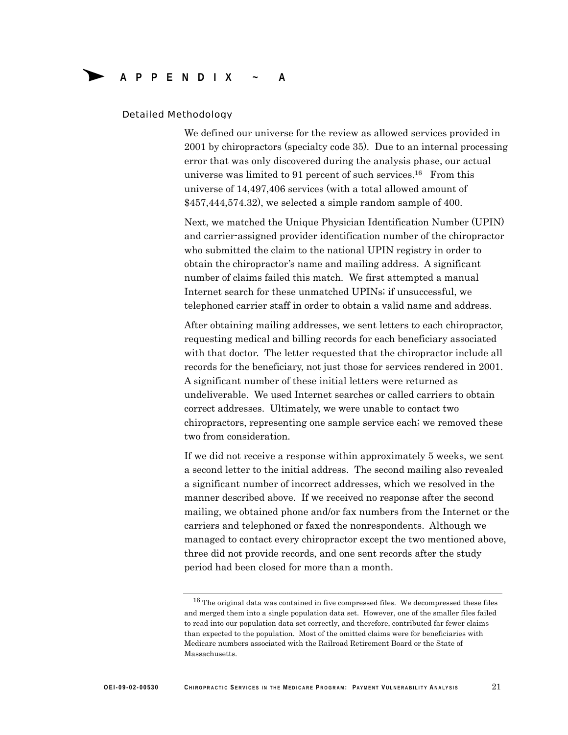# APPENDIX ~ A

## Detailed Methodology

We defined our universe for the review as allowed services provided in 2001 by chiropractors (specialty code 35). Due to an internal processing error that was only discovered during the analysis phase, our actual universe was limited to 91 percent of such services.[16] From this universe of 14,497,406 services (with a total allowed amount of $457,444,574.32), we selected a simple random sample of 400.

Next, we matched the Unique Physician Identification Number (UPIN) and carrier-assigned provider identification number of the chiropractor who submitted the claim to the national UPIN registry in order to obtain the chiropractor's name and mailing address. A significant number of claims failed this match. We first attempted a manual Internet search for these unmatched UPINs; if unsuccessful, we telephoned carrier staff in order to obtain a valid name and address.

After obtaining mailing addresses, we sent letters to each chiropractor, requesting medical and billing records for each beneficiary associated with that doctor. The letter requested that the chiropractor include all records for the beneficiary, not just those for services rendered in 2001. A significant number of these initial letters were returned as undeliverable. We used Internet searches or called carriers to obtain correct addresses. Ultimately, we were unable to contact two chiropractors, representing one sample service each; we removed these two from consideration.

If we did not receive a response within approximately 5 weeks, we sent a second letter to the initial address. The second mailing also revealed a significant number of incorrect addresses, which we resolved in the manner described above. If we received no response after the second mailing, we obtained phone and/or fax numbers from the Internet or the carriers and telephoned or faxed the nonrespondents. Although we managed to contact every chiropractor except the two mentioned above, three did not provide records, and one sent records after the study period had been closed for more than a month.

---

[16] The original data was contained in five compressed files. We decompressed these files and merged them into a single population data set. However, one of the smaller files failed to read into our population data set correctly, and therefore, contributed far fewer claims than expected to the population. Most of the omitted claims were for beneficiaries with Medicare numbers associated with the Railroad Retirement Board or the State of Massachusetts.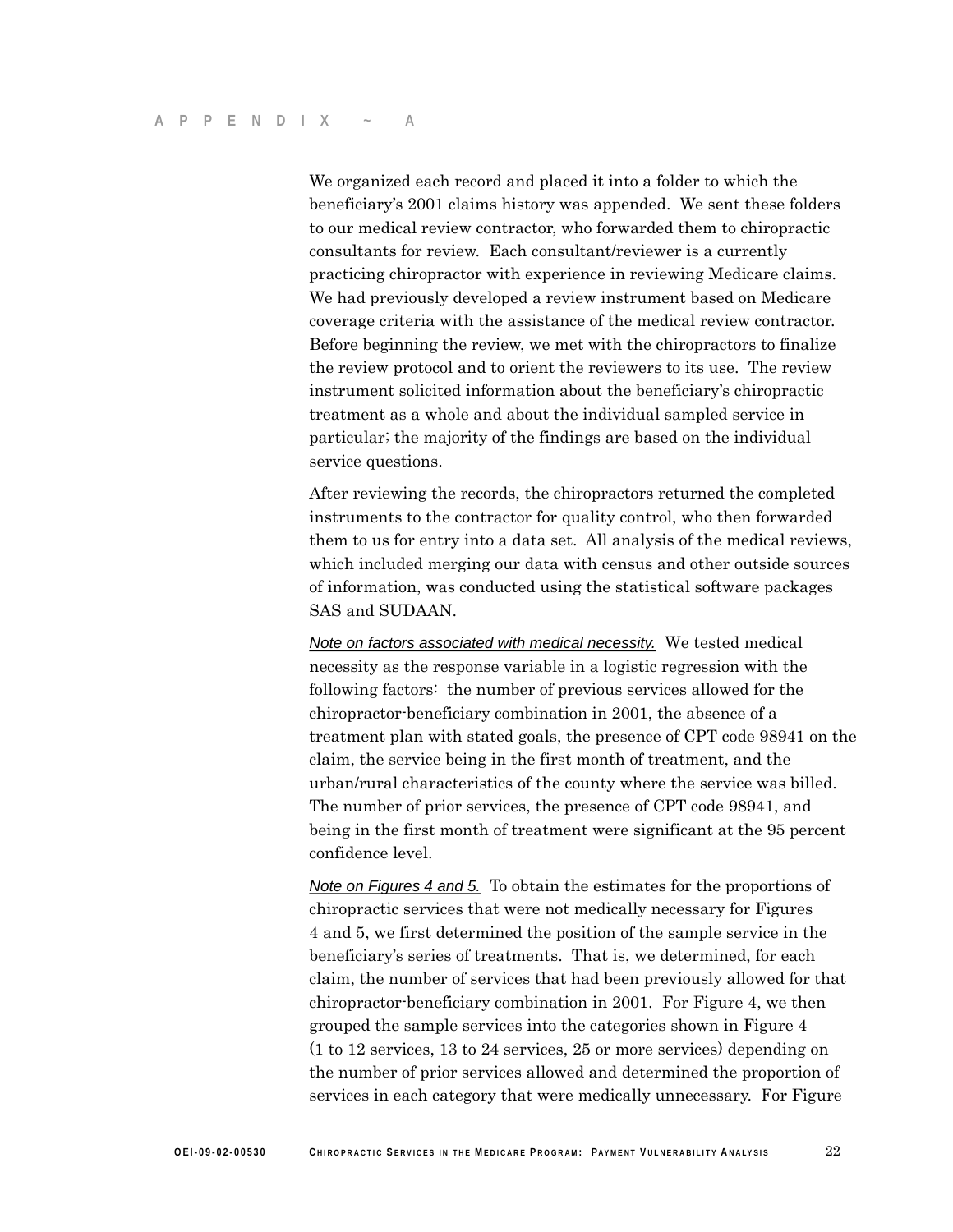We organized each record and placed it into a folder to which the beneficiary's 2001 claims history was appended. We sent these folders to our medical review contractor, who forwarded them to chiropractic consultants for review. Each consultant/reviewer is a currently practicing chiropractor with experience in reviewing Medicare claims. We had previously developed a review instrument based on Medicare coverage criteria with the assistance of the medical review contractor. Before beginning the review, we met with the chiropractors to finalize the review protocol and to orient the reviewers to its use. The review instrument solicited information about the beneficiary's chiropractic treatment as a whole and about the individual sampled service in particular; the majority of the findings are based on the individual service questions.

After reviewing the records, the chiropractors returned the completed instruments to the contractor for quality control, who then forwarded them to us for entry into a data set. All analysis of the medical reviews, which included merging our data with census and other outside sources of information, was conducted using the statistical software packages SAS and SUDAAN.

*Note on factors associated with medical necessity.* We tested medical necessity as the response variable in a logistic regression with the following factors: the number of previous services allowed for the chiropractor-beneficiary combination in 2001, the absence of a treatment plan with stated goals, the presence of CPT code 98941 on the claim, the service being in the first month of treatment, and the urban/rural characteristics of the county where the service was billed. The number of prior services, the presence of CPT code 98941, and being in the first month of treatment were significant at the 95 percent confidence level.

*Note on Figures 4 and 5.* To obtain the estimates for the proportions of chiropractic services that were not medically necessary for Figures 4 and 5, we first determined the position of the sample service in the beneficiary's series of treatments. That is, we determined, for each claim, the number of services that had been previously allowed for that chiropractor-beneficiary combination in 2001. For Figure 4, we then grouped the sample services into the categories shown in Figure 4 (1 to 12 services, 13 to 24 services, 25 or more services) depending on the number of prior services allowed and determined the proportion of services in each category that were medically unnecessary. For Figure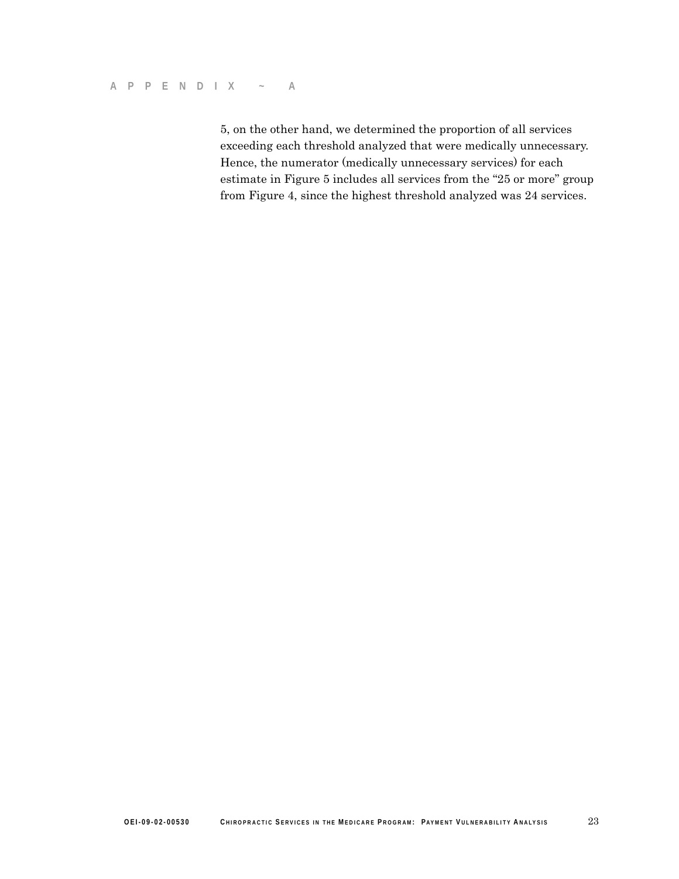5, on the other hand, we determined the proportion of all services exceeding each threshold analyzed that were medically unnecessary. Hence, the numerator (medically unnecessary services) for each estimate in Figure 5 includes all services from the "25 or more" group from Figure 4, since the highest threshold analyzed was 24 services.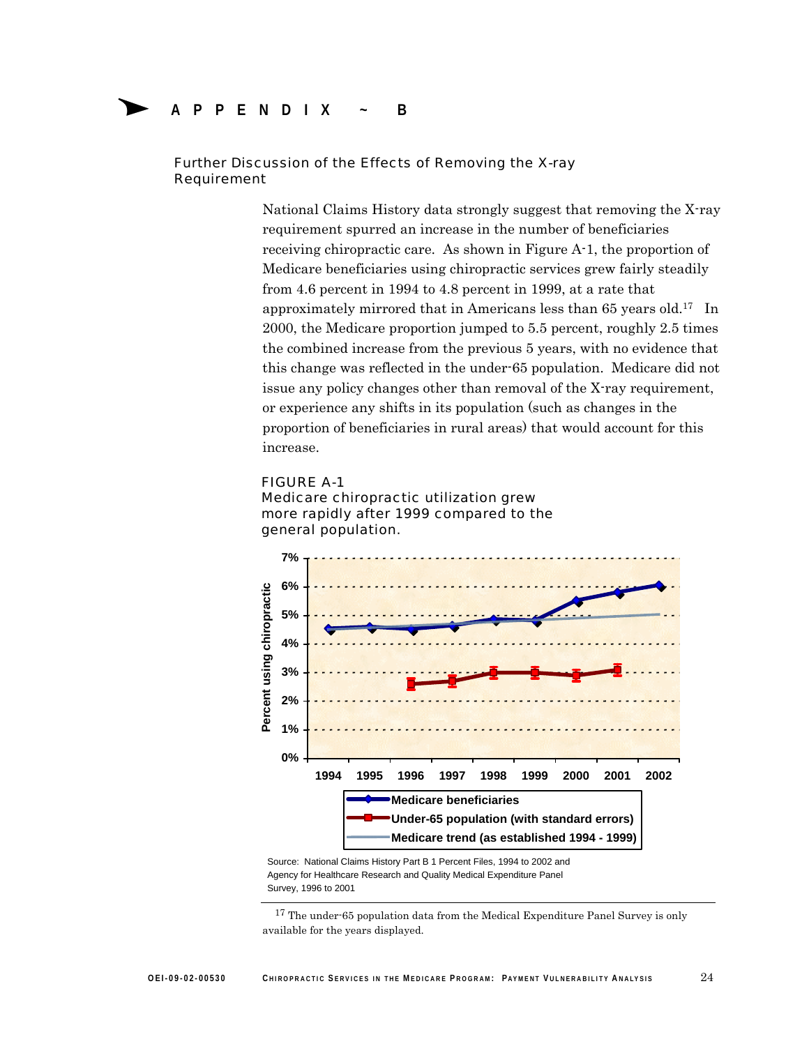# APPENDIX ~ B

## Further Discussion of the Effects of Removing the X-ray Requirement

National Claims History data strongly suggest that removing the X-ray requirement spurred an increase in the number of beneficiaries receiving chiropractic care. As shown in Figure A-1, the proportion of Medicare beneficiaries using chiropractic services grew fairly steadily from 4.6 percent in 1994 to 4.8 percent in 1999, at a rate that approximately mirrored that in Americans less than 65 years old.[17] In 2000, the Medicare proportion jumped to 5.5 percent, roughly 2.5 times the combined increase from the previous 5 years, with no evidence that this change was reflected in the under-65 population. Medicare did not issue any policy changes other than removal of the X-ray requirement, or experience any shifts in its population (such as changes in the proportion of beneficiaries in rural areas) that would account for this increase.

FIGURE A-1
Medicare chiropractic utilization grew more rapidly after 1999 compared to the general population.

Source: National Claims History Part B 1 Percent Files, 1994 to 2002 and Agency for Healthcare Research and Quality Medical Expenditure Panel Survey, 1996 to 2001

[17] The under-65 population data from the Medical Expenditure Panel Survey is only available for the years displayed.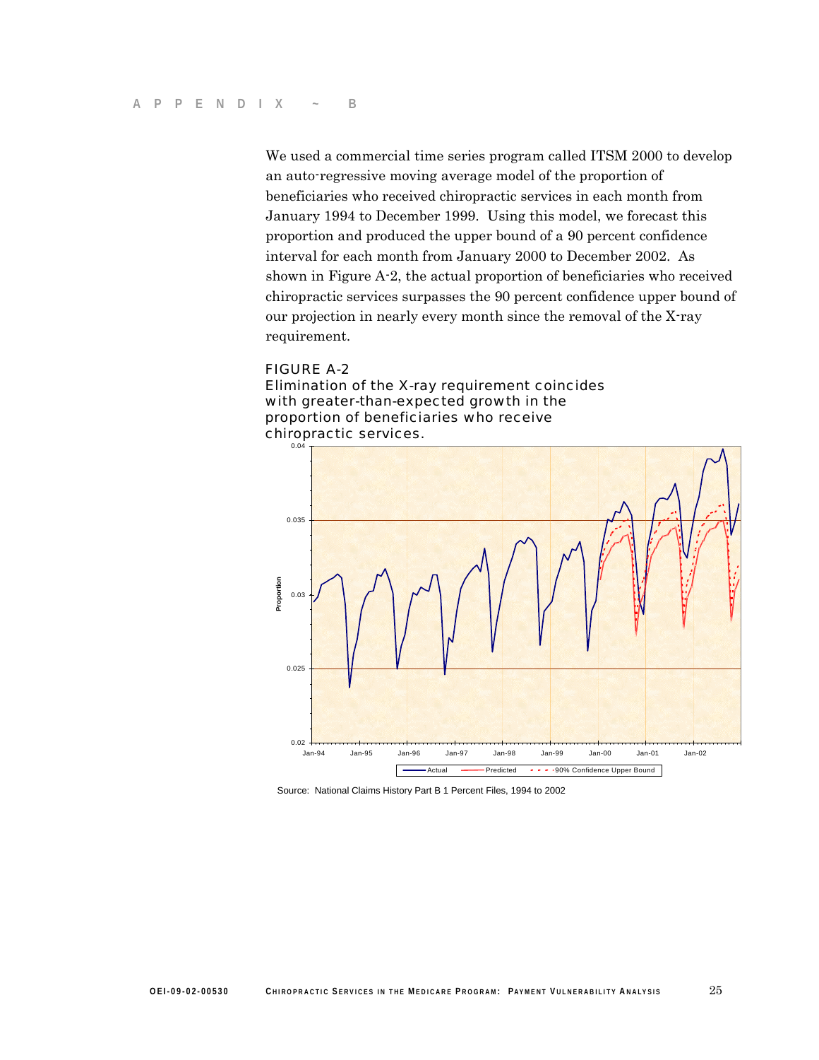We used a commercial time series program called ITSM 2000 to develop an auto-regressive moving average model of the proportion of beneficiaries who received chiropractic services in each month from January 1994 to December 1999. Using this model, we forecast this proportion and produced the upper bound of a 90 percent confidence interval for each month from January 2000 to December 2002. As shown in Figure A-2, the actual proportion of beneficiaries who received chiropractic services surpasses the 90 percent confidence upper bound of our projection in nearly every month since the removal of the X-ray requirement.

FIGURE A-2
Elimination of the X-ray requirement coincides with greater-than-expected growth in the proportion of beneficiaries who receive chiropractic services.

Source: National Claims History Part B 1 Percent Files, 1994 to 2002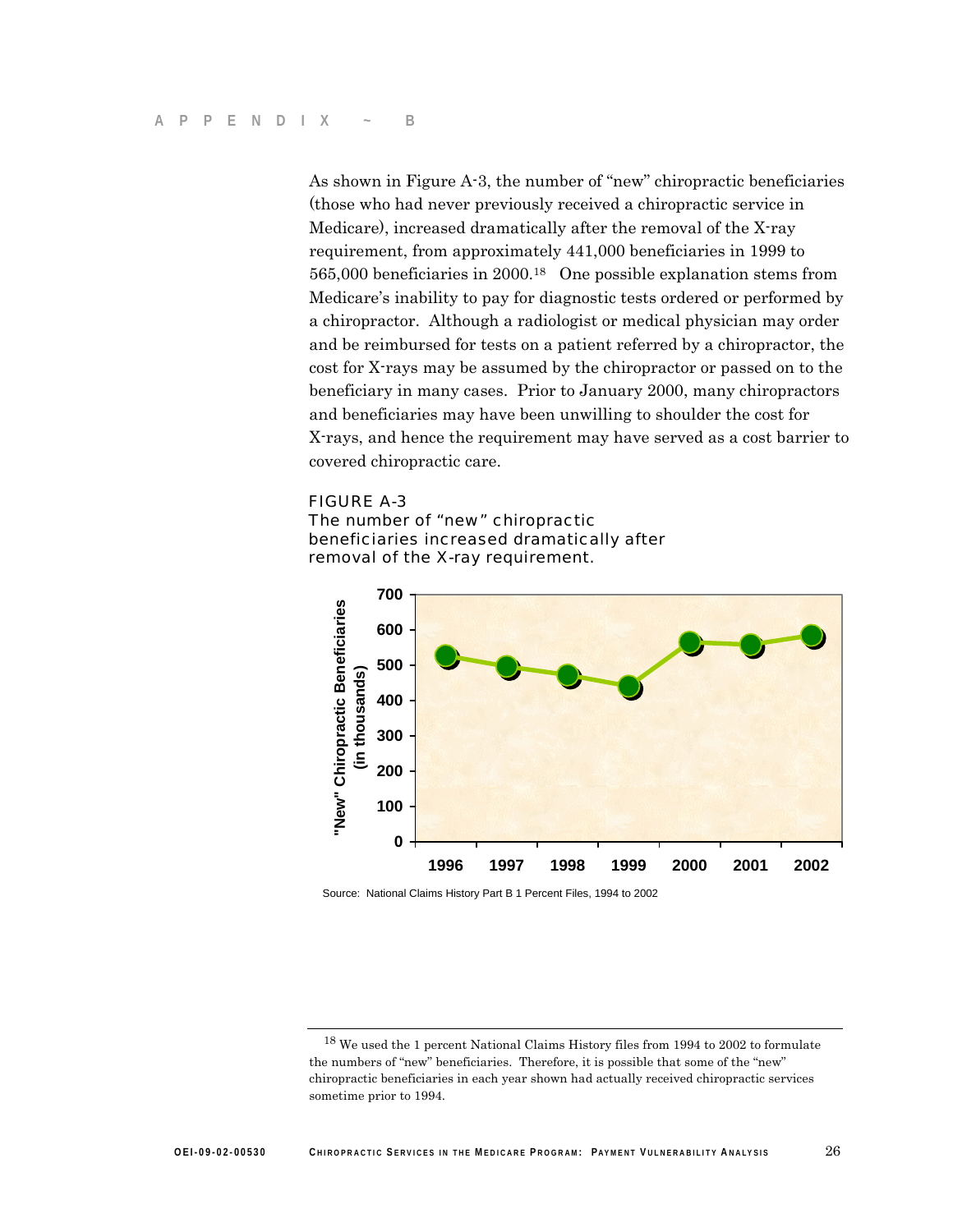As shown in Figure A-3, the number of "new" chiropractic beneficiaries (those who had never previously received a chiropractic service in Medicare), increased dramatically after the removal of the X-ray requirement, from approximately 441,000 beneficiaries in 1999 to 565,000 beneficiaries in 2000.[18] One possible explanation stems from Medicare's inability to pay for diagnostic tests ordered or performed by a chiropractor. Although a radiologist or medical physician may order and be reimbursed for tests on a patient referred by a chiropractor, the cost for X-rays may be assumed by the chiropractor or passed on to the beneficiary in many cases. Prior to January 2000, many chiropractors and beneficiaries may have been unwilling to shoulder the cost for X-rays, and hence the requirement may have served as a cost barrier to covered chiropractic care.

FIGURE A-3
The number of "new" chiropractic beneficiaries increased dramatically after removal of the X-ray requirement.

Source: National Claims History Part B 1 Percent Files, 1994 to 2002

---

[18] We used the 1 percent National Claims History files from 1994 to 2002 to formulate the numbers of "new" beneficiaries. Therefore, it is possible that some of the "new" chiropractic beneficiaries in each year shown had actually received chiropractic services sometime prior to 1994.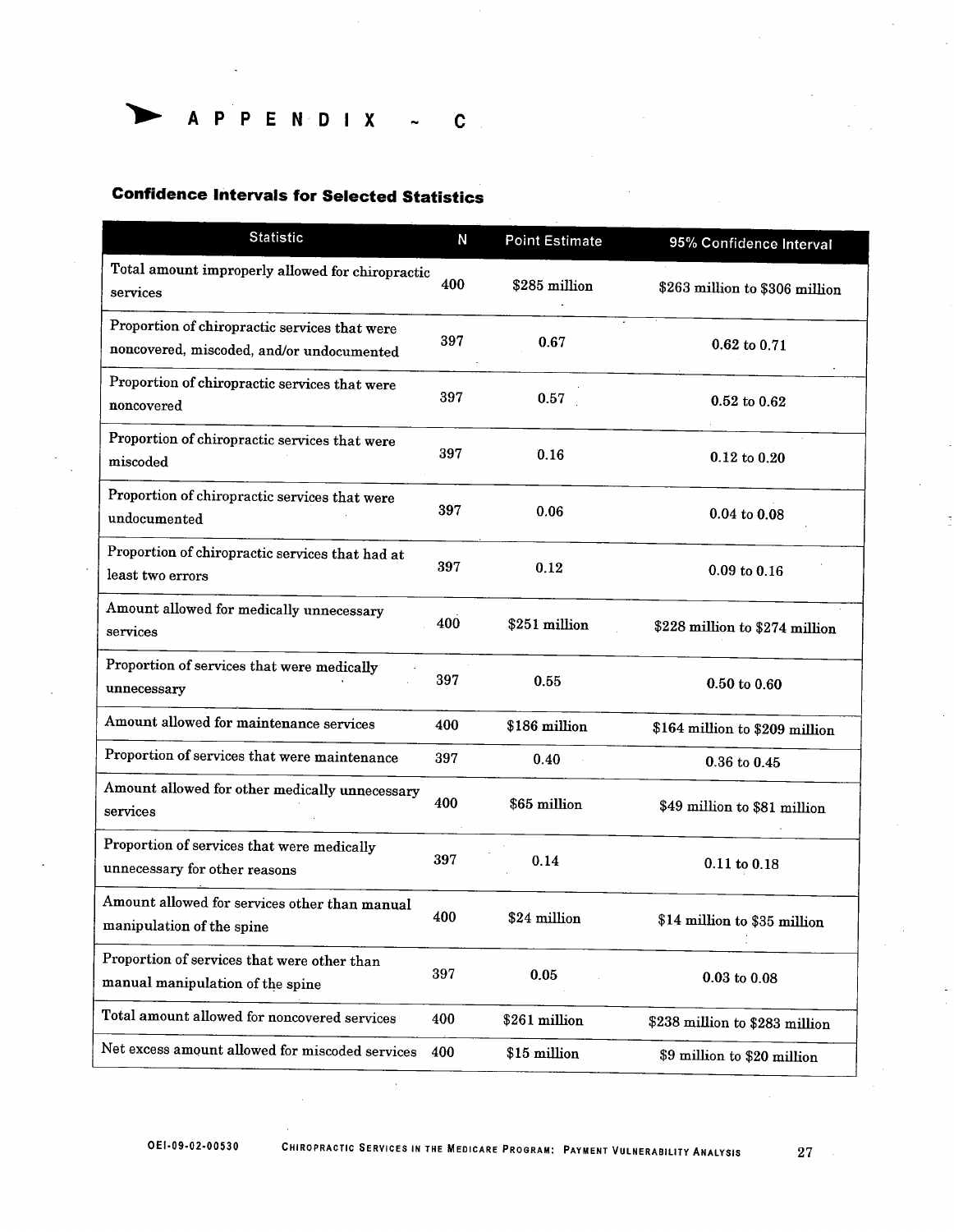# APPENDIX ~ C

## Confidence Intervals for Selected Statistics

| Statistic | N | Point Estimate | 95% Confidence Interval |
|---|---|---|---|
| Total amount improperly allowed for chiropractic services | 400 | $285 million | $263 million to $306 million |
| Proportion of chiropractic services that were noncovered, miscoded, and/or undocumented | 397 | 0.67 | 0.62 to 0.71 |
| Proportion of chiropractic services that were noncovered | 397 | 0.57 | 0.52 to 0.62 |
| Proportion of chiropractic services that were miscoded | 397 | 0.16 | 0.12 to 0.20 |
| Proportion of chiropractic services that were undocumented | 397 | 0.06 | 0.04 to 0.08 |
| Proportion of chiropractic services that had at least two errors | 397 | 0.12 | 0.09 to 0.16 |
| Amount allowed for medically unnecessary services | 400 | $251 million | $228 million to $274 million |
| Proportion of services that were medically unnecessary | 397 | 0.55 | 0.50 to 0.60 |
| Amount allowed for maintenance services | 400 | $186 million | $164 million to $209 million |
| Proportion of services that were maintenance | 397 | 0.40 | 0.36 to 0.45 |
| Amount allowed for other medically unnecessary services | 400 | $65 million | $49 million to $81 million |
| Proportion of services that were medically unnecessary for other reasons | 397 | 0.14 | 0.11 to 0.18 |
| Amount allowed for services other than manual manipulation of the spine | 400 | $24 million | $14 million to $35 million |
| Proportion of services that were other than manual manipulation of the spine | 397 | 0.05 | 0.03 to 0.08 |
| Total amount allowed for noncovered services | 400 | $261 million | $238 million to $283 million |
| Net excess amount allowed for miscoded services | 400 | $15 million | $9 million to $20 million |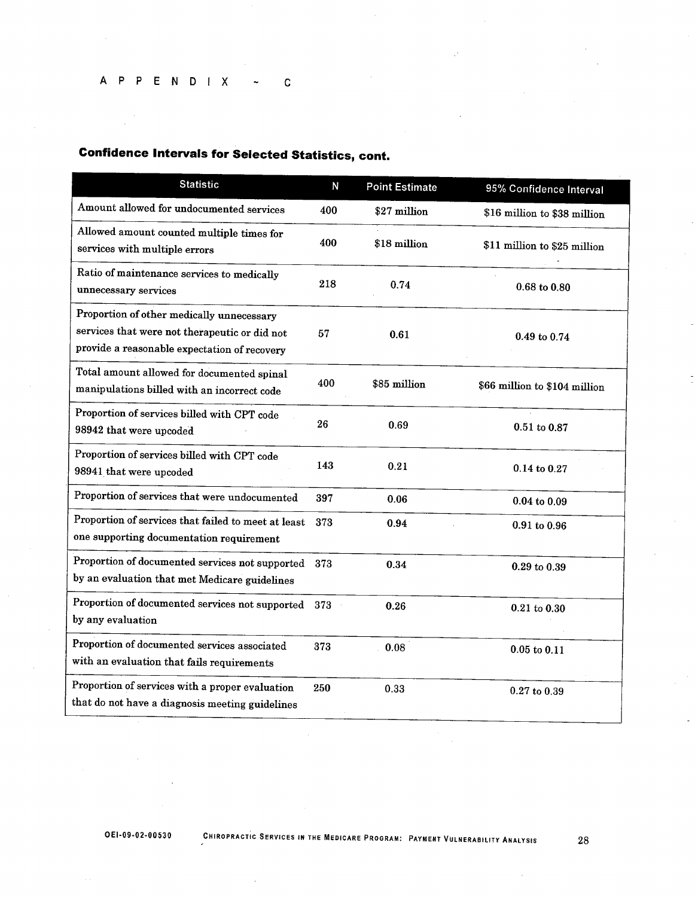APPENDIX ~ C

## Confidence Intervals for Selected Statistics, cont.

| Statistic | N | Point Estimate | 95% Confidence Interval |
|---|---|---|---|
| Amount allowed for undocumented services | 400 | $27 million | $16 million to $38 million |
| Allowed amount counted multiple times for services with multiple errors | 400 | $18 million | $11 million to $25 million |
| Ratio of maintenance services to medically unnecessary services | 218 | 0.74 | 0.68 to 0.80 |
| Proportion of other medically unnecessary services that were not therapeutic or did not provide a reasonable expectation of recovery | 57 | 0.61 | 0.49 to 0.74 |
| Total amount allowed for documented spinal manipulations billed with an incorrect code | 400 | $85 million | $66 million to $104 million |
| Proportion of services billed with CPT code 98942 that were upcoded | 26 | 0.69 | 0.51 to 0.87 |
| Proportion of services billed with CPT code 98941 that were upcoded | 143 | 0.21 | 0.14 to 0.27 |
| Proportion of services that were undocumented | 397 | 0.06 | 0.04 to 0.09 |
| Proportion of services that failed to meet at least one supporting documentation requirement | 373 | 0.94 | 0.91 to 0.96 |
| Proportion of documented services not supported by an evaluation that met Medicare guidelines | 373 | 0.34 | 0.29 to 0.39 |
| Proportion of documented services not supported by any evaluation | 373 | 0.26 | 0.21 to 0.30 |
| Proportion of documented services associated with an evaluation that fails requirements | 373 | 0.08 | 0.05 to 0.11 |
| Proportion of services with a proper evaluation that do not have a diagnosis meeting guidelines | 250 | 0.33 | 0.27 to 0.39 |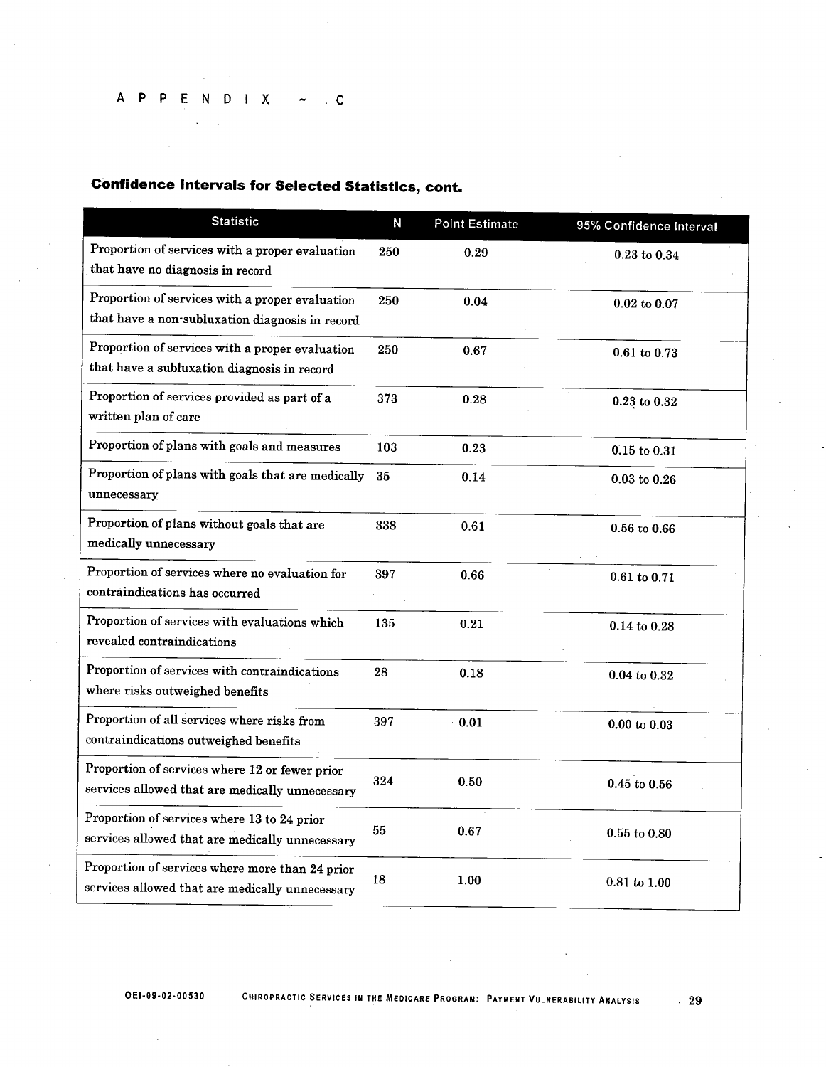APPENDIX ~ C

## Confidence Intervals for Selected Statistics, cont.

| Statistic | N | Point Estimate | 95% Confidence Interval |
|---|---|---|---|
| Proportion of services with a proper evaluation that have no diagnosis in record | 250 | 0.29 | 0.23 to 0.34 |
| Proportion of services with a proper evaluation that have a non-subluxation diagnosis in record | 250 | 0.04 | 0.02 to 0.07 |
| Proportion of services with a proper evaluation that have a subluxation diagnosis in record | 250 | 0.67 | 0.61 to 0.73 |
| Proportion of services provided as part of a written plan of care | 373 | 0.28 | 0.23 to 0.32 |
| Proportion of plans with goals and measures | 103 | 0.23 | 0.15 to 0.31 |
| Proportion of plans with goals that are medically unnecessary | 35 | 0.14 | 0.03 to 0.26 |
| Proportion of plans without goals that are medically unnecessary | 338 | 0.61 | 0.56 to 0.66 |
| Proportion of services where no evaluation for contraindications has occurred | 397 | 0.66 | 0.61 to 0.71 |
| Proportion of services with evaluations which revealed contraindications | 135 | 0.21 | 0.14 to 0.28 |
| Proportion of services with contraindications where risks outweighed benefits | 28 | 0.18 | 0.04 to 0.32 |
| Proportion of all services where risks from contraindications outweighed benefits | 397 | 0.01 | 0.00 to 0.03 |
| Proportion of services where 12 or fewer prior services allowed that are medically unnecessary | 324 | 0.50 | 0.45 to 0.56 |
| Proportion of services where 13 to 24 prior services allowed that are medically unnecessary | 55 | 0.67 | 0.55 to 0.80 |
| Proportion of services where more than 24 prior services allowed that are medically unnecessary | 18 | 1.00 | 0.81 to 1.00 |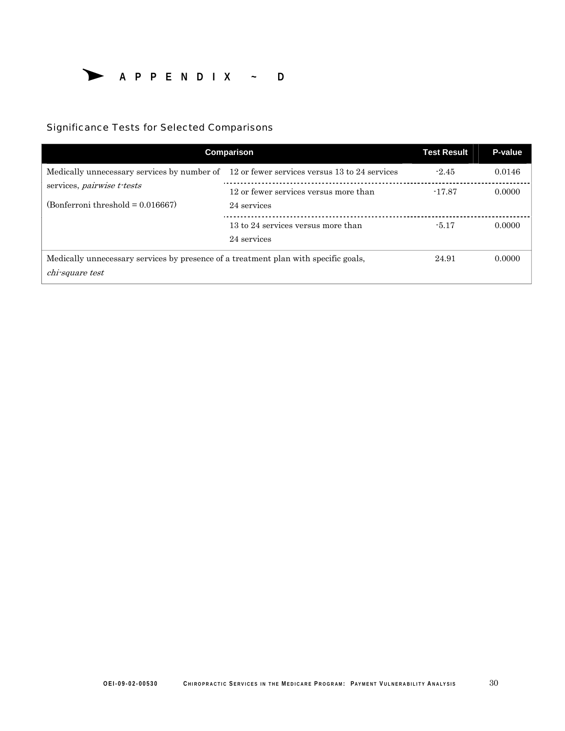# APPENDIX ~ D

## Significance Tests for Selected Comparisons

| Comparison | | Test Result | P-value |
|---|---|---|---|
| Medically unnecessary services by number of services, *pairwise t-tests* (Bonferroni threshold = 0.016667) | 12 or fewer services versus 13 to 24 services | -2.45 | 0.0146 |
| | 12 or fewer services versus more than 24 services | -17.87 | 0.0000 |
| | 13 to 24 services versus more than 24 services | -5.17 | 0.0000 |
| Medically unnecessary services by presence of a treatment plan with specific goals, *chi-square test* | | 24.91 | 0.0000 |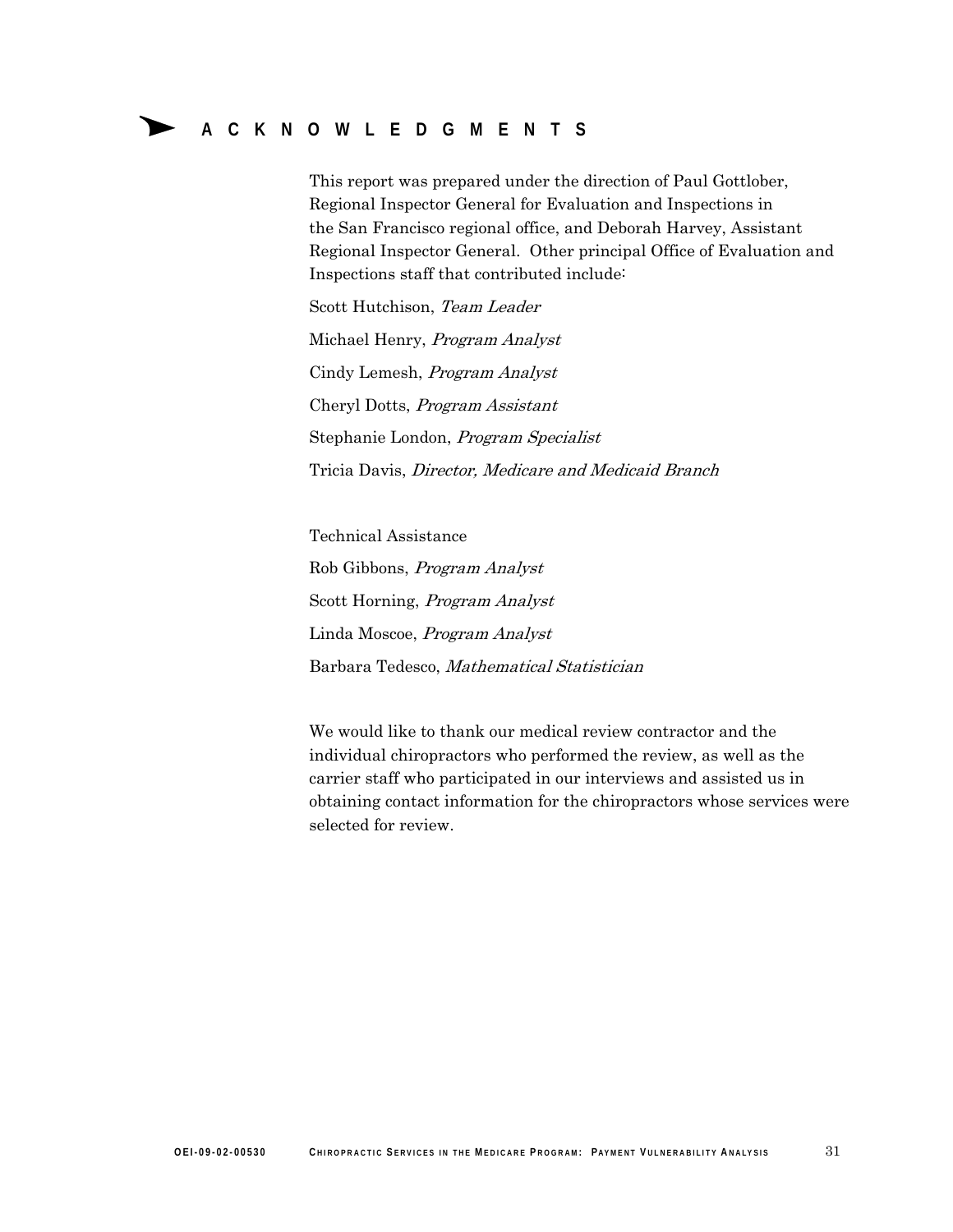# ACKNOWLEDGMENTS

This report was prepared under the direction of Paul Gottlober, Regional Inspector General for Evaluation and Inspections in the San Francisco regional office, and Deborah Harvey, Assistant Regional Inspector General. Other principal Office of Evaluation and Inspections staff that contributed include:

Scott Hutchison, *Team Leader*

Michael Henry, *Program Analyst*

Cindy Lemesh, *Program Analyst*

Cheryl Dotts, *Program Assistant*

Stephanie London, *Program Specialist*

Tricia Davis, *Director, Medicare and Medicaid Branch*

Technical Assistance

Rob Gibbons, *Program Analyst*

Scott Horning, *Program Analyst*

Linda Moscoe, *Program Analyst*

Barbara Tedesco, *Mathematical Statistician*

We would like to thank our medical review contractor and the individual chiropractors who performed the review, as well as the carrier staff who participated in our interviews and assisted us in obtaining contact information for the chiropractors whose services were selected for review.